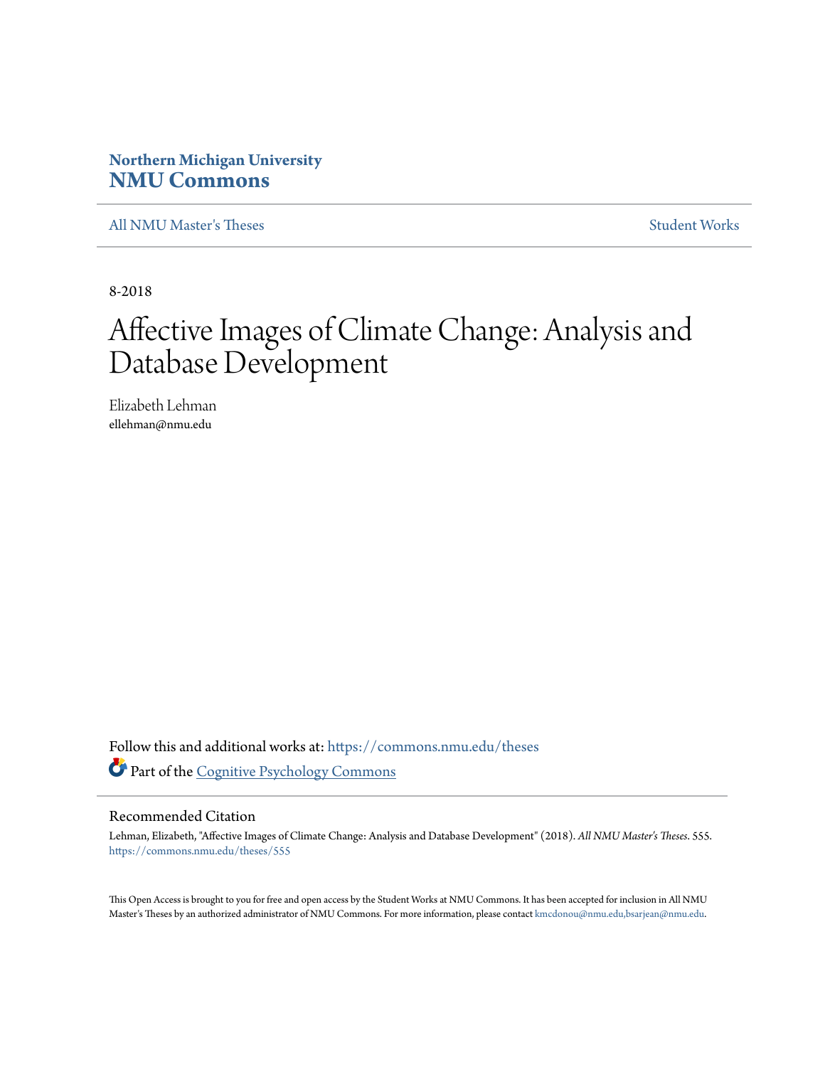**Northern Michigan University**

**NMU Commons**

All NMU Master's Theses | Student Works

8-2018

# Affective Images of Climate Change: Analysis and Database Development

Elizabeth Lehman
ellehman@nmu.edu

Follow this and additional works at: https://commons.nmu.edu/theses

Part of the Cognitive Psychology Commons

## Recommended Citation

Lehman, Elizabeth, "Affective Images of Climate Change: Analysis and Database Development" (2018). *All NMU Master's Theses*. 555.
https://commons.nmu.edu/theses/555

This Open Access is brought to you for free and open access by the Student Works at NMU Commons. It has been accepted for inclusion in All NMU Master's Theses by an authorized administrator of NMU Commons. For more information, please contact kmcdonou@nmu.edu,bsarjean@nmu.edu.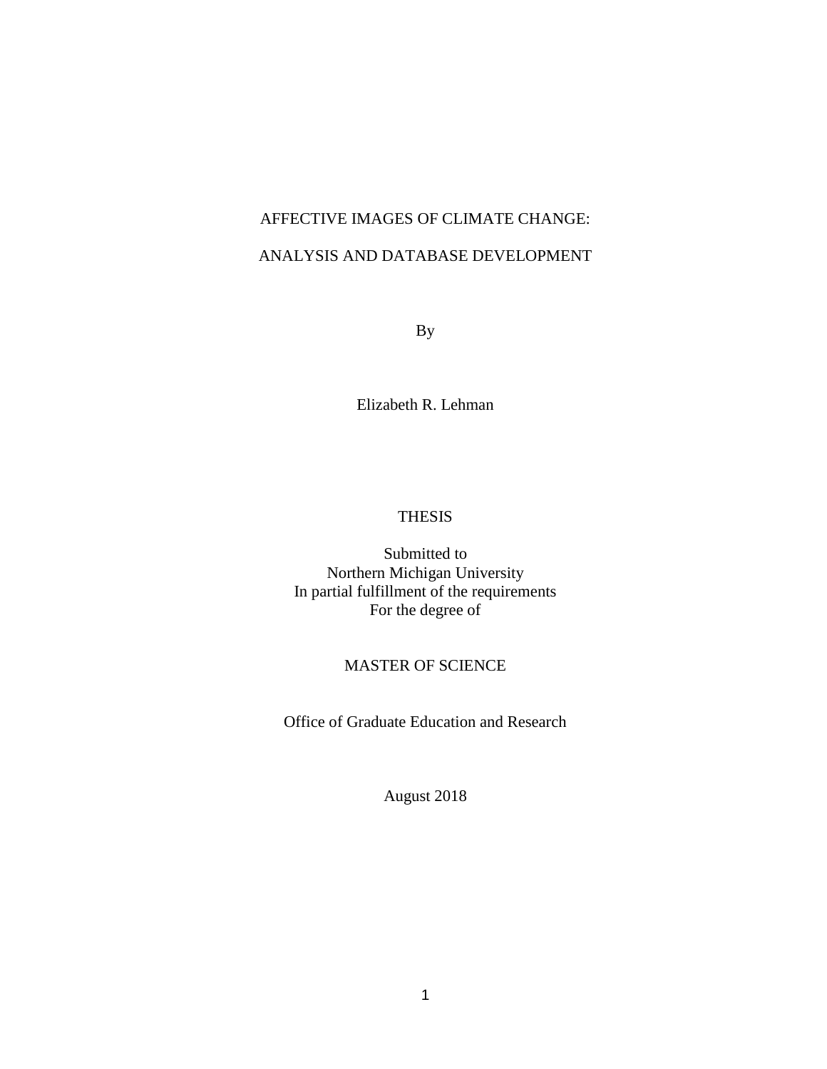# AFFECTIVE IMAGES OF CLIMATE CHANGE:

# ANALYSIS AND DATABASE DEVELOPMENT

By

Elizabeth R. Lehman

THESIS

Submitted to
Northern Michigan University
In partial fulfillment of the requirements
For the degree of

MASTER OF SCIENCE

Office of Graduate Education and Research

August 2018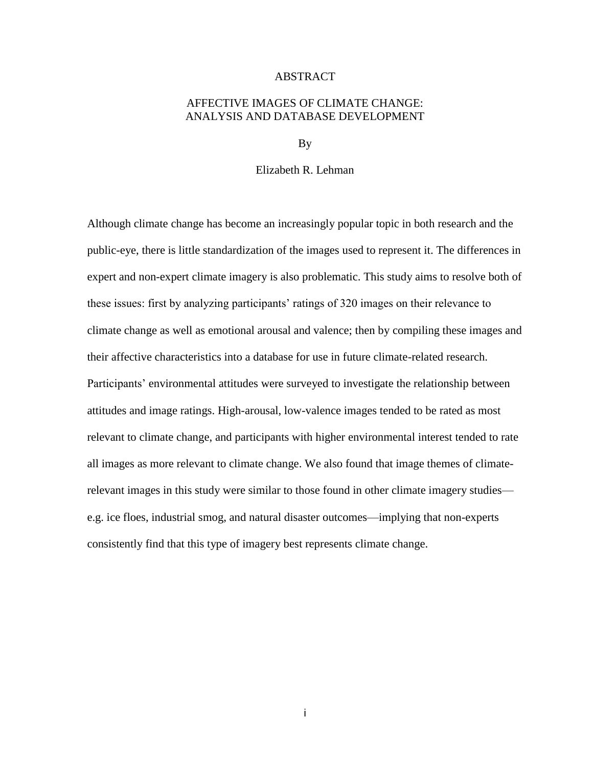# ABSTRACT

## AFFECTIVE IMAGES OF CLIMATE CHANGE: ANALYSIS AND DATABASE DEVELOPMENT

By

Elizabeth R. Lehman

Although climate change has become an increasingly popular topic in both research and the public-eye, there is little standardization of the images used to represent it. The differences in expert and non-expert climate imagery is also problematic. This study aims to resolve both of these issues: first by analyzing participants' ratings of 320 images on their relevance to climate change as well as emotional arousal and valence; then by compiling these images and their affective characteristics into a database for use in future climate-related research. Participants' environmental attitudes were surveyed to investigate the relationship between attitudes and image ratings. High-arousal, low-valence images tended to be rated as most relevant to climate change, and participants with higher environmental interest tended to rate all images as more relevant to climate change. We also found that image themes of climate-relevant images in this study were similar to those found in other climate imagery studies—e.g. ice floes, industrial smog, and natural disaster outcomes—implying that non-experts consistently find that this type of imagery best represents climate change.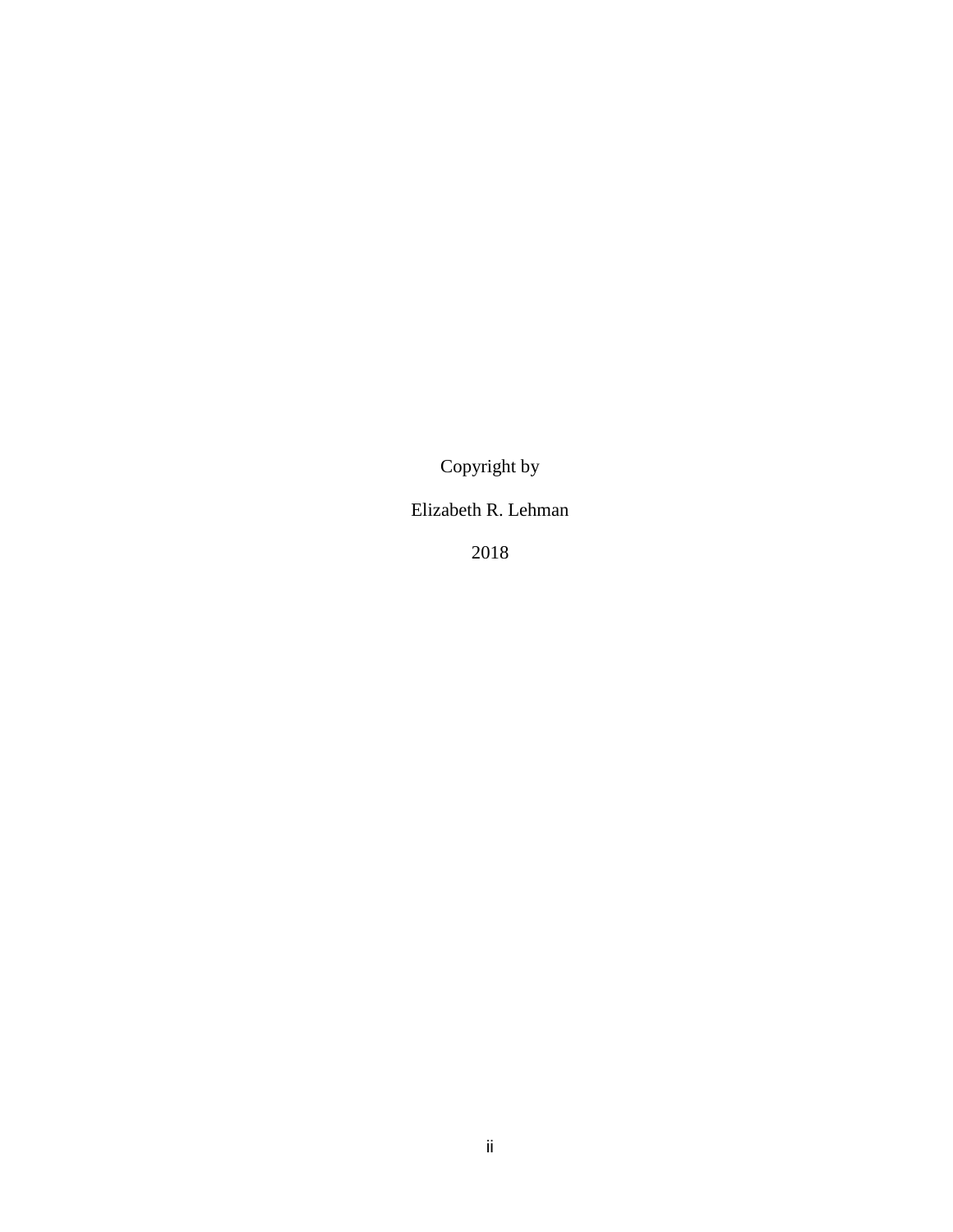Copyright by

Elizabeth R. Lehman

2018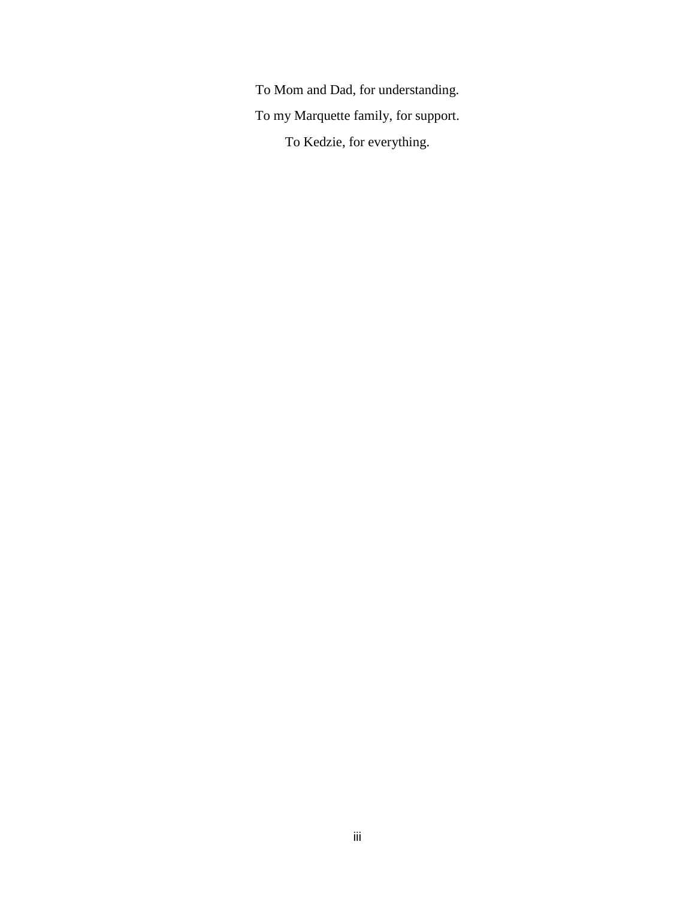To Mom and Dad, for understanding.

To my Marquette family, for support.

To Kedzie, for everything.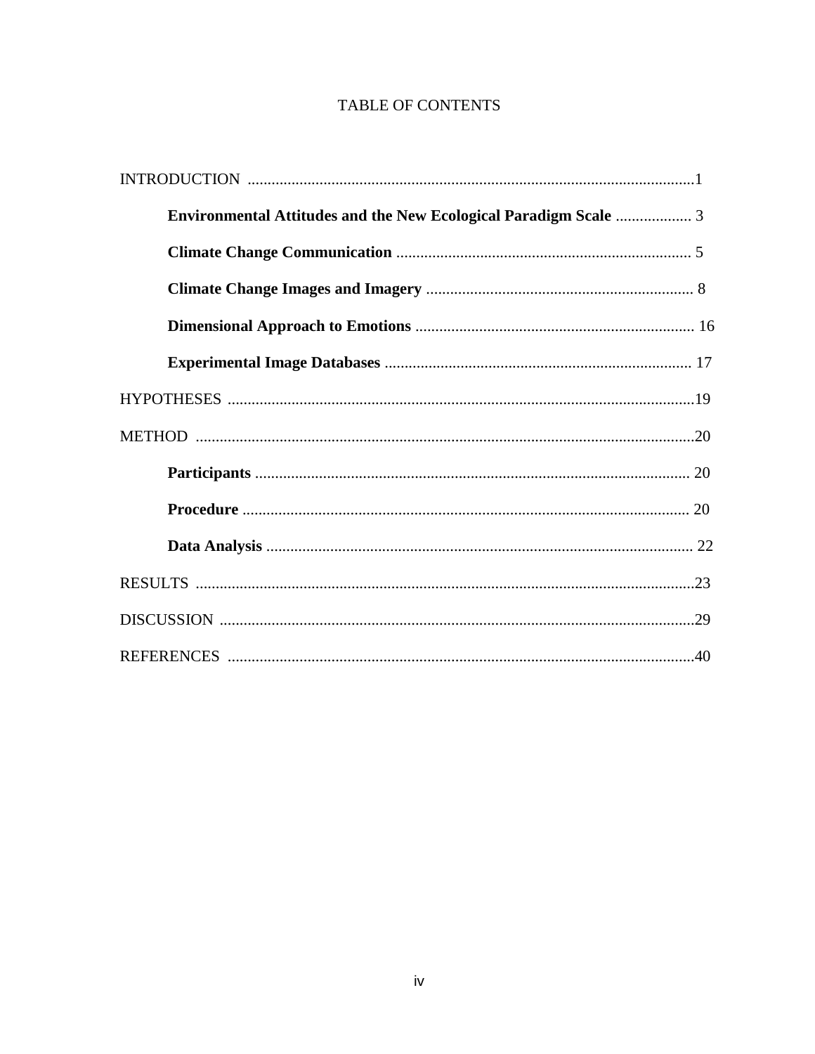# TABLE OF CONTENTS

INTRODUCTION ................................................................................................................1

**Environmental Attitudes and the New Ecological Paradigm Scale** ................... 3

**Climate Change Communication** ........................................................................... 5

**Climate Change Images and Imagery** .................................................................. 8

**Dimensional Approach to Emotions** ..................................................................... 16

**Experimental Image Databases** ............................................................................ 17

HYPOTHESES .....................................................................................................................19

METHOD .............................................................................................................................20

**Participants** ............................................................................................................ 20

**Procedure** ............................................................................................................... 20

**Data Analysis** .......................................................................................................... 22

RESULTS .............................................................................................................................23

DISCUSSION .......................................................................................................................29

REFERENCES .....................................................................................................................40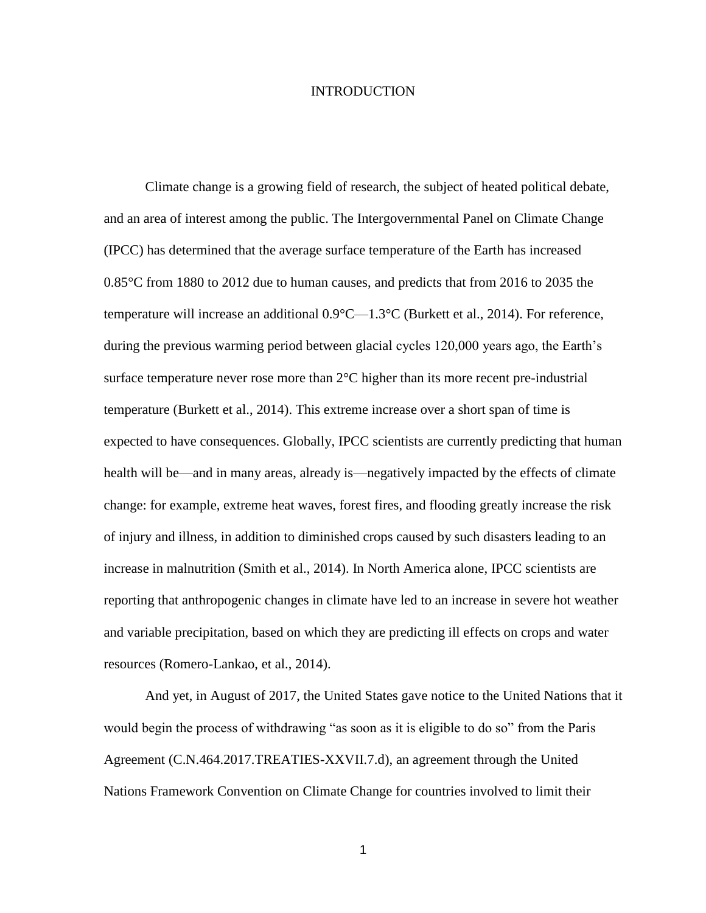# INTRODUCTION

Climate change is a growing field of research, the subject of heated political debate, and an area of interest among the public. The Intergovernmental Panel on Climate Change (IPCC) has determined that the average surface temperature of the Earth has increased 0.85°C from 1880 to 2012 due to human causes, and predicts that from 2016 to 2035 the temperature will increase an additional 0.9°C—1.3°C (Burkett et al., 2014). For reference, during the previous warming period between glacial cycles 120,000 years ago, the Earth's surface temperature never rose more than 2°C higher than its more recent pre-industrial temperature (Burkett et al., 2014). This extreme increase over a short span of time is expected to have consequences. Globally, IPCC scientists are currently predicting that human health will be—and in many areas, already is—negatively impacted by the effects of climate change: for example, extreme heat waves, forest fires, and flooding greatly increase the risk of injury and illness, in addition to diminished crops caused by such disasters leading to an increase in malnutrition (Smith et al., 2014). In North America alone, IPCC scientists are reporting that anthropogenic changes in climate have led to an increase in severe hot weather and variable precipitation, based on which they are predicting ill effects on crops and water resources (Romero-Lankao, et al., 2014).

And yet, in August of 2017, the United States gave notice to the United Nations that it would begin the process of withdrawing "as soon as it is eligible to do so" from the Paris Agreement (C.N.464.2017.TREATIES-XXVII.7.d), an agreement through the United Nations Framework Convention on Climate Change for countries involved to limit their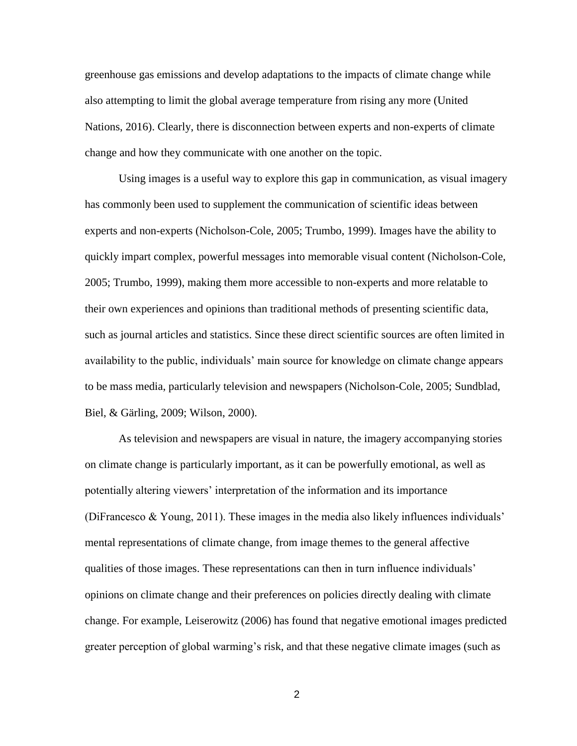greenhouse gas emissions and develop adaptations to the impacts of climate change while also attempting to limit the global average temperature from rising any more (United Nations, 2016). Clearly, there is disconnection between experts and non-experts of climate change and how they communicate with one another on the topic.

Using images is a useful way to explore this gap in communication, as visual imagery has commonly been used to supplement the communication of scientific ideas between experts and non-experts (Nicholson-Cole, 2005; Trumbo, 1999). Images have the ability to quickly impart complex, powerful messages into memorable visual content (Nicholson-Cole, 2005; Trumbo, 1999), making them more accessible to non-experts and more relatable to their own experiences and opinions than traditional methods of presenting scientific data, such as journal articles and statistics. Since these direct scientific sources are often limited in availability to the public, individuals' main source for knowledge on climate change appears to be mass media, particularly television and newspapers (Nicholson-Cole, 2005; Sundblad, Biel, & Gärling, 2009; Wilson, 2000).

As television and newspapers are visual in nature, the imagery accompanying stories on climate change is particularly important, as it can be powerfully emotional, as well as potentially altering viewers' interpretation of the information and its importance (DiFrancesco & Young, 2011). These images in the media also likely influences individuals' mental representations of climate change, from image themes to the general affective qualities of those images. These representations can then in turn influence individuals' opinions on climate change and their preferences on policies directly dealing with climate change. For example, Leiserowitz (2006) has found that negative emotional images predicted greater perception of global warming's risk, and that these negative climate images (such as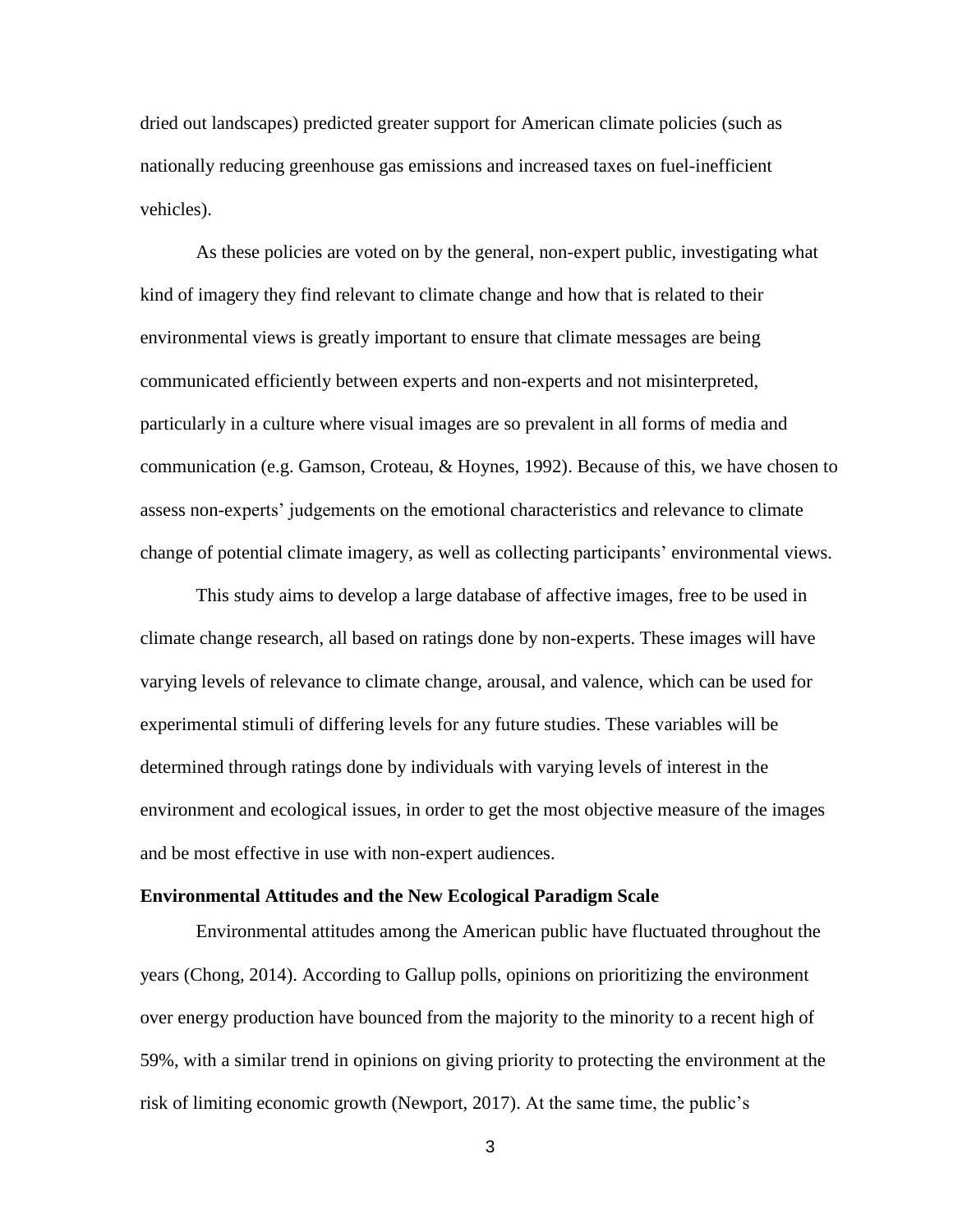dried out landscapes) predicted greater support for American climate policies (such as nationally reducing greenhouse gas emissions and increased taxes on fuel-inefficient vehicles).

As these policies are voted on by the general, non-expert public, investigating what kind of imagery they find relevant to climate change and how that is related to their environmental views is greatly important to ensure that climate messages are being communicated efficiently between experts and non-experts and not misinterpreted, particularly in a culture where visual images are so prevalent in all forms of media and communication (e.g. Gamson, Croteau, & Hoynes, 1992). Because of this, we have chosen to assess non-experts' judgements on the emotional characteristics and relevance to climate change of potential climate imagery, as well as collecting participants' environmental views.

This study aims to develop a large database of affective images, free to be used in climate change research, all based on ratings done by non-experts. These images will have varying levels of relevance to climate change, arousal, and valence, which can be used for experimental stimuli of differing levels for any future studies. These variables will be determined through ratings done by individuals with varying levels of interest in the environment and ecological issues, in order to get the most objective measure of the images and be most effective in use with non-expert audiences.

**Environmental Attitudes and the New Ecological Paradigm Scale**

Environmental attitudes among the American public have fluctuated throughout the years (Chong, 2014). According to Gallup polls, opinions on prioritizing the environment over energy production have bounced from the majority to the minority to a recent high of 59%, with a similar trend in opinions on giving priority to protecting the environment at the risk of limiting economic growth (Newport, 2017). At the same time, the public's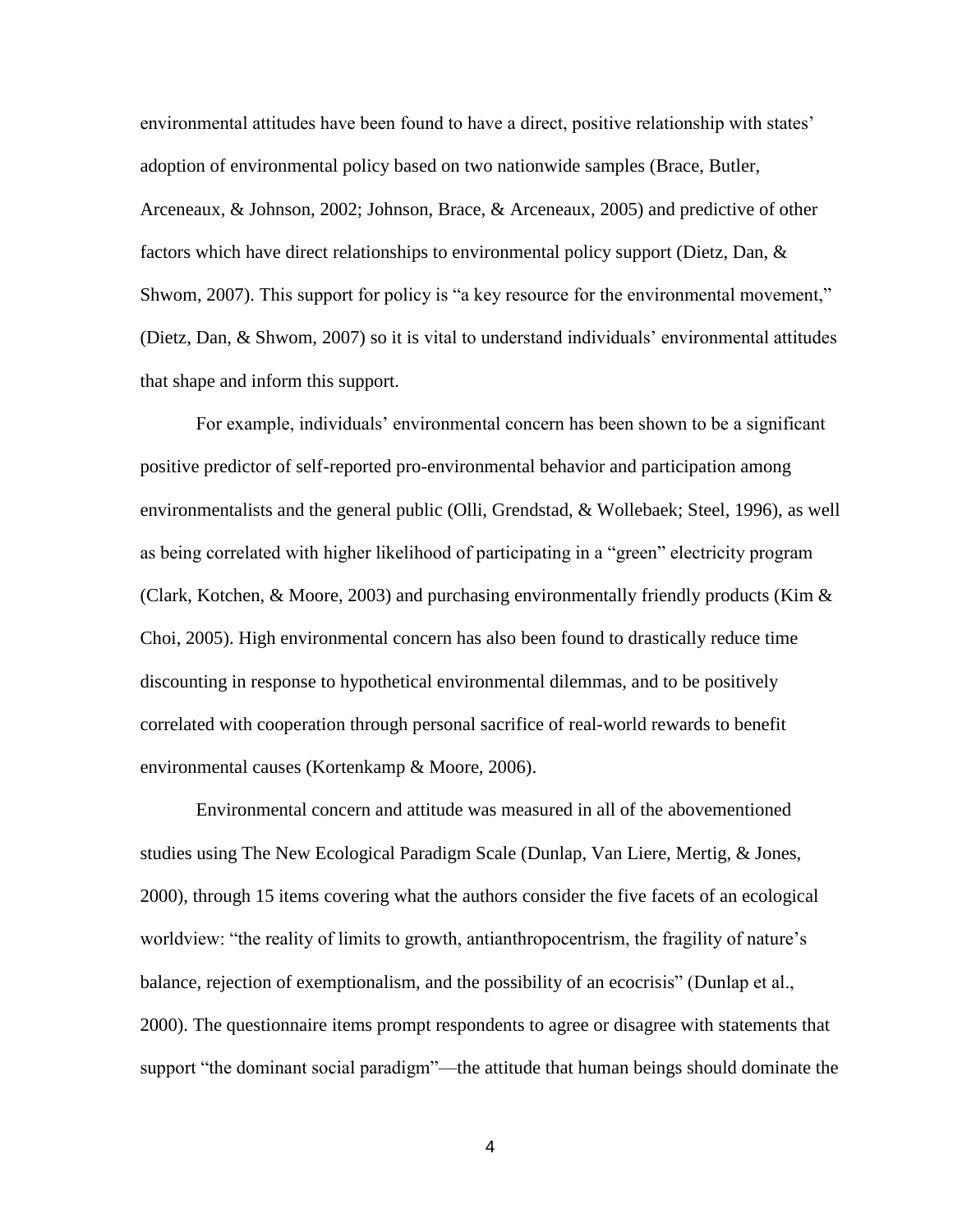environmental attitudes have been found to have a direct, positive relationship with states' adoption of environmental policy based on two nationwide samples (Brace, Butler, Arceneaux, & Johnson, 2002; Johnson, Brace, & Arceneaux, 2005) and predictive of other factors which have direct relationships to environmental policy support (Dietz, Dan, & Shwom, 2007). This support for policy is "a key resource for the environmental movement," (Dietz, Dan, & Shwom, 2007) so it is vital to understand individuals' environmental attitudes that shape and inform this support.

For example, individuals' environmental concern has been shown to be a significant positive predictor of self-reported pro-environmental behavior and participation among environmentalists and the general public (Olli, Grendstad, & Wollebaek; Steel, 1996), as well as being correlated with higher likelihood of participating in a "green" electricity program (Clark, Kotchen, & Moore, 2003) and purchasing environmentally friendly products (Kim & Choi, 2005). High environmental concern has also been found to drastically reduce time discounting in response to hypothetical environmental dilemmas, and to be positively correlated with cooperation through personal sacrifice of real-world rewards to benefit environmental causes (Kortenkamp & Moore, 2006).

Environmental concern and attitude was measured in all of the abovementioned studies using The New Ecological Paradigm Scale (Dunlap, Van Liere, Mertig, & Jones, 2000), through 15 items covering what the authors consider the five facets of an ecological worldview: "the reality of limits to growth, antianthropocentrism, the fragility of nature's balance, rejection of exemptionalism, and the possibility of an ecocrisis" (Dunlap et al., 2000). The questionnaire items prompt respondents to agree or disagree with statements that support "the dominant social paradigm"—the attitude that human beings should dominate the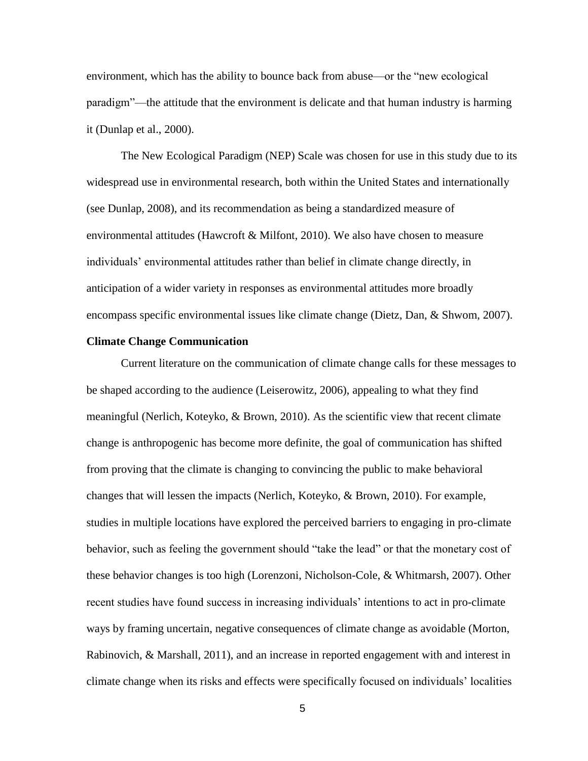environment, which has the ability to bounce back from abuse—or the "new ecological paradigm"—the attitude that the environment is delicate and that human industry is harming it (Dunlap et al., 2000).

The New Ecological Paradigm (NEP) Scale was chosen for use in this study due to its widespread use in environmental research, both within the United States and internationally (see Dunlap, 2008), and its recommendation as being a standardized measure of environmental attitudes (Hawcroft & Milfont, 2010). We also have chosen to measure individuals' environmental attitudes rather than belief in climate change directly, in anticipation of a wider variety in responses as environmental attitudes more broadly encompass specific environmental issues like climate change (Dietz, Dan, & Shwom, 2007).

**Climate Change Communication**

Current literature on the communication of climate change calls for these messages to be shaped according to the audience (Leiserowitz, 2006), appealing to what they find meaningful (Nerlich, Koteyko, & Brown, 2010). As the scientific view that recent climate change is anthropogenic has become more definite, the goal of communication has shifted from proving that the climate is changing to convincing the public to make behavioral changes that will lessen the impacts (Nerlich, Koteyko, & Brown, 2010). For example, studies in multiple locations have explored the perceived barriers to engaging in pro-climate behavior, such as feeling the government should "take the lead" or that the monetary cost of these behavior changes is too high (Lorenzoni, Nicholson-Cole, & Whitmarsh, 2007). Other recent studies have found success in increasing individuals' intentions to act in pro-climate ways by framing uncertain, negative consequences of climate change as avoidable (Morton, Rabinovich, & Marshall, 2011), and an increase in reported engagement with and interest in climate change when its risks and effects were specifically focused on individuals' localities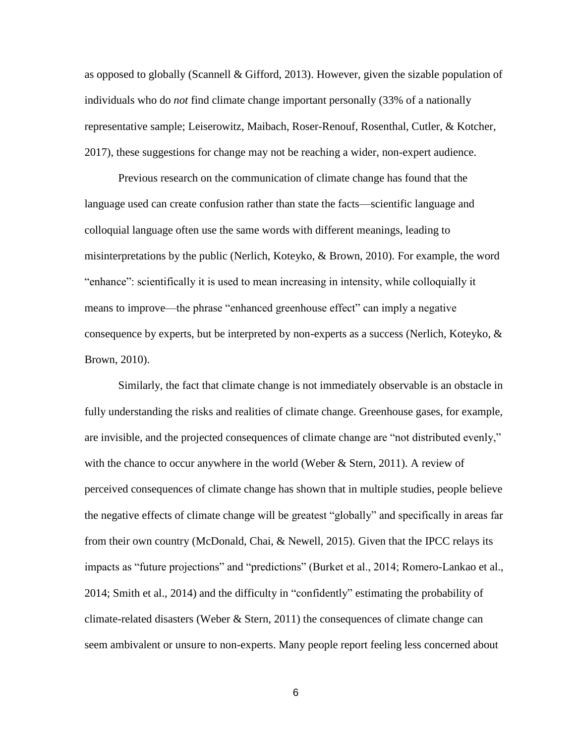as opposed to globally (Scannell & Gifford, 2013). However, given the sizable population of individuals who do *not* find climate change important personally (33% of a nationally representative sample; Leiserowitz, Maibach, Roser-Renouf, Rosenthal, Cutler, & Kotcher, 2017), these suggestions for change may not be reaching a wider, non-expert audience.

Previous research on the communication of climate change has found that the language used can create confusion rather than state the facts—scientific language and colloquial language often use the same words with different meanings, leading to misinterpretations by the public (Nerlich, Koteyko, & Brown, 2010). For example, the word "enhance": scientifically it is used to mean increasing in intensity, while colloquially it means to improve—the phrase "enhanced greenhouse effect" can imply a negative consequence by experts, but be interpreted by non-experts as a success (Nerlich, Koteyko, & Brown, 2010).

Similarly, the fact that climate change is not immediately observable is an obstacle in fully understanding the risks and realities of climate change. Greenhouse gases, for example, are invisible, and the projected consequences of climate change are "not distributed evenly," with the chance to occur anywhere in the world (Weber & Stern, 2011). A review of perceived consequences of climate change has shown that in multiple studies, people believe the negative effects of climate change will be greatest "globally" and specifically in areas far from their own country (McDonald, Chai, & Newell, 2015). Given that the IPCC relays its impacts as "future projections" and "predictions" (Burket et al., 2014; Romero-Lankao et al., 2014; Smith et al., 2014) and the difficulty in "confidently" estimating the probability of climate-related disasters (Weber & Stern, 2011) the consequences of climate change can seem ambivalent or unsure to non-experts. Many people report feeling less concerned about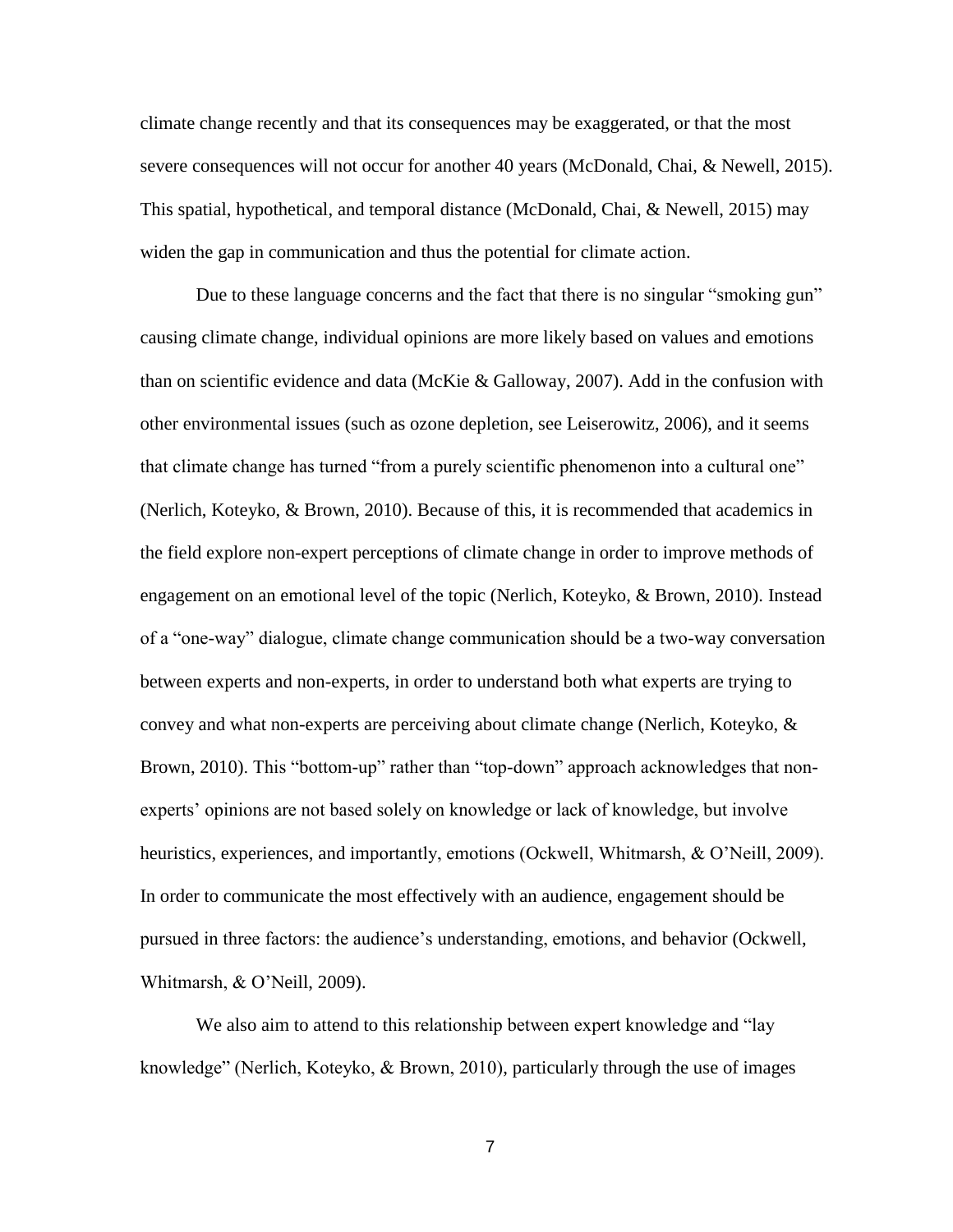climate change recently and that its consequences may be exaggerated, or that the most severe consequences will not occur for another 40 years (McDonald, Chai, & Newell, 2015). This spatial, hypothetical, and temporal distance (McDonald, Chai, & Newell, 2015) may widen the gap in communication and thus the potential for climate action.

Due to these language concerns and the fact that there is no singular "smoking gun" causing climate change, individual opinions are more likely based on values and emotions than on scientific evidence and data (McKie & Galloway, 2007). Add in the confusion with other environmental issues (such as ozone depletion, see Leiserowitz, 2006), and it seems that climate change has turned "from a purely scientific phenomenon into a cultural one" (Nerlich, Koteyko, & Brown, 2010). Because of this, it is recommended that academics in the field explore non-expert perceptions of climate change in order to improve methods of engagement on an emotional level of the topic (Nerlich, Koteyko, & Brown, 2010). Instead of a "one-way" dialogue, climate change communication should be a two-way conversation between experts and non-experts, in order to understand both what experts are trying to convey and what non-experts are perceiving about climate change (Nerlich, Koteyko, & Brown, 2010). This "bottom-up" rather than "top-down" approach acknowledges that non-experts' opinions are not based solely on knowledge or lack of knowledge, but involve heuristics, experiences, and importantly, emotions (Ockwell, Whitmarsh, & O'Neill, 2009). In order to communicate the most effectively with an audience, engagement should be pursued in three factors: the audience's understanding, emotions, and behavior (Ockwell, Whitmarsh, & O'Neill, 2009).

We also aim to attend to this relationship between expert knowledge and "lay knowledge" (Nerlich, Koteyko, & Brown, 2010), particularly through the use of images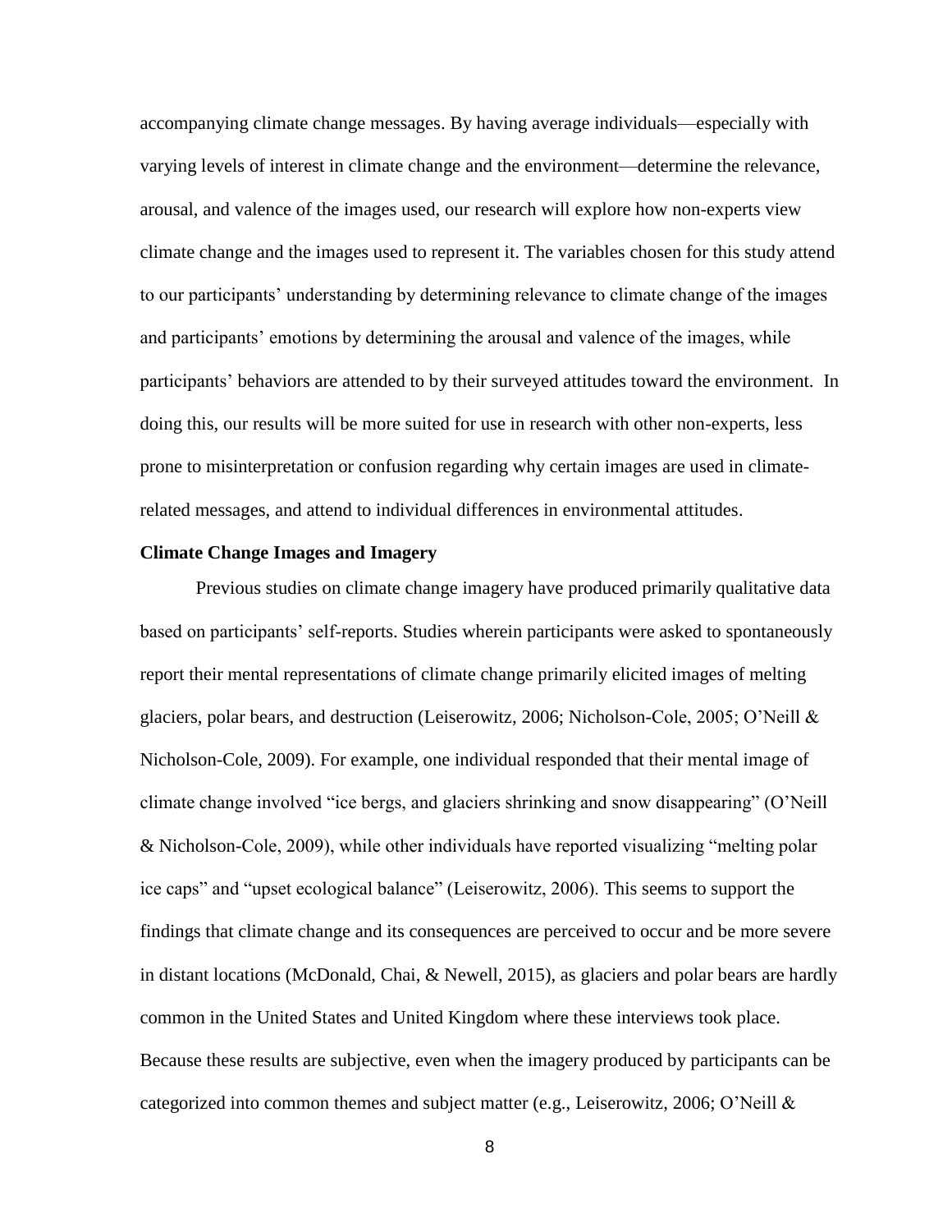accompanying climate change messages. By having average individuals—especially with varying levels of interest in climate change and the environment—determine the relevance, arousal, and valence of the images used, our research will explore how non-experts view climate change and the images used to represent it. The variables chosen for this study attend to our participants' understanding by determining relevance to climate change of the images and participants' emotions by determining the arousal and valence of the images, while participants' behaviors are attended to by their surveyed attitudes toward the environment. In doing this, our results will be more suited for use in research with other non-experts, less prone to misinterpretation or confusion regarding why certain images are used in climate-related messages, and attend to individual differences in environmental attitudes.

**Climate Change Images and Imagery**

Previous studies on climate change imagery have produced primarily qualitative data based on participants' self-reports. Studies wherein participants were asked to spontaneously report their mental representations of climate change primarily elicited images of melting glaciers, polar bears, and destruction (Leiserowitz, 2006; Nicholson-Cole, 2005; O'Neill & Nicholson-Cole, 2009). For example, one individual responded that their mental image of climate change involved "ice bergs, and glaciers shrinking and snow disappearing" (O'Neill & Nicholson-Cole, 2009), while other individuals have reported visualizing "melting polar ice caps" and "upset ecological balance" (Leiserowitz, 2006). This seems to support the findings that climate change and its consequences are perceived to occur and be more severe in distant locations (McDonald, Chai, & Newell, 2015), as glaciers and polar bears are hardly common in the United States and United Kingdom where these interviews took place. Because these results are subjective, even when the imagery produced by participants can be categorized into common themes and subject matter (e.g., Leiserowitz, 2006; O'Neill &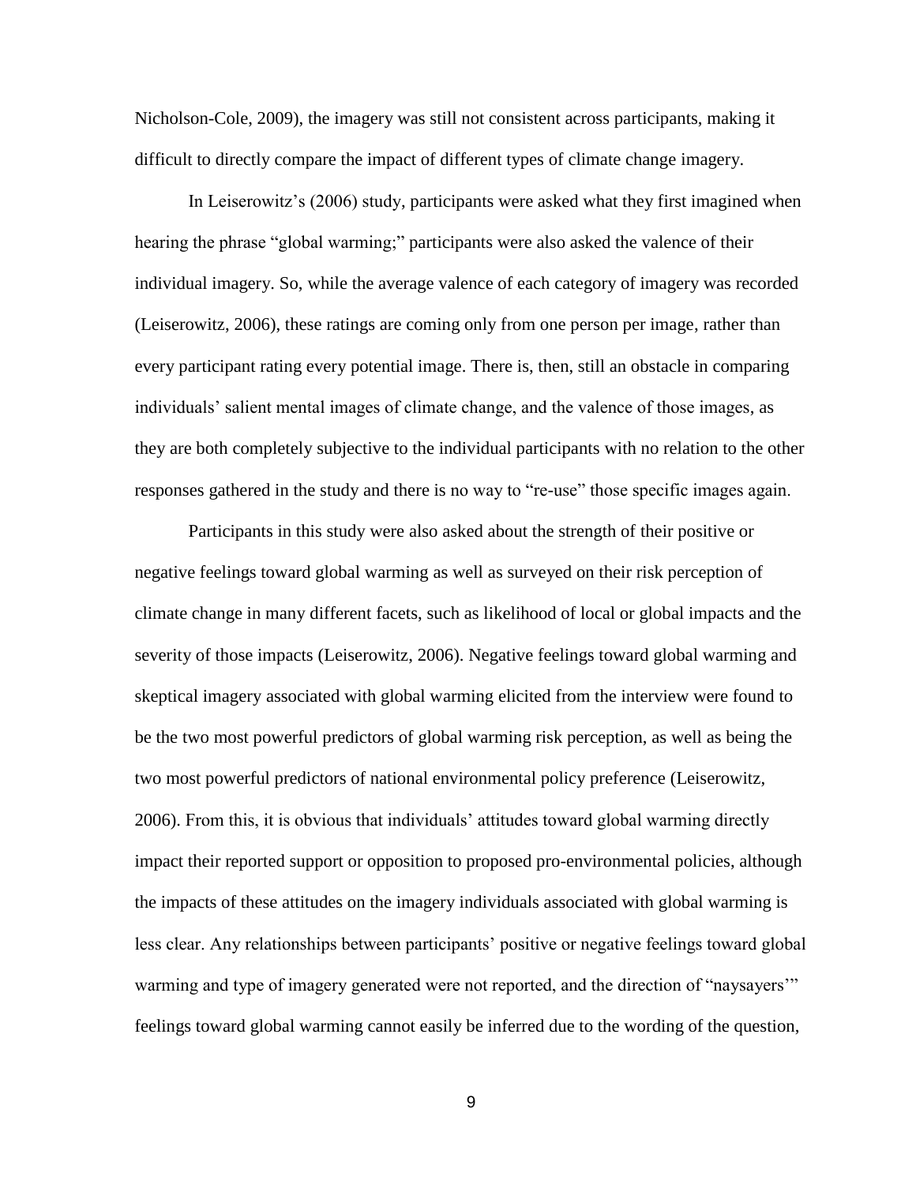Nicholson-Cole, 2009), the imagery was still not consistent across participants, making it difficult to directly compare the impact of different types of climate change imagery.

In Leiserowitz's (2006) study, participants were asked what they first imagined when hearing the phrase "global warming;" participants were also asked the valence of their individual imagery. So, while the average valence of each category of imagery was recorded (Leiserowitz, 2006), these ratings are coming only from one person per image, rather than every participant rating every potential image. There is, then, still an obstacle in comparing individuals' salient mental images of climate change, and the valence of those images, as they are both completely subjective to the individual participants with no relation to the other responses gathered in the study and there is no way to "re-use" those specific images again.

Participants in this study were also asked about the strength of their positive or negative feelings toward global warming as well as surveyed on their risk perception of climate change in many different facets, such as likelihood of local or global impacts and the severity of those impacts (Leiserowitz, 2006). Negative feelings toward global warming and skeptical imagery associated with global warming elicited from the interview were found to be the two most powerful predictors of global warming risk perception, as well as being the two most powerful predictors of national environmental policy preference (Leiserowitz, 2006). From this, it is obvious that individuals' attitudes toward global warming directly impact their reported support or opposition to proposed pro-environmental policies, although the impacts of these attitudes on the imagery individuals associated with global warming is less clear. Any relationships between participants' positive or negative feelings toward global warming and type of imagery generated were not reported, and the direction of "naysayers'" feelings toward global warming cannot easily be inferred due to the wording of the question,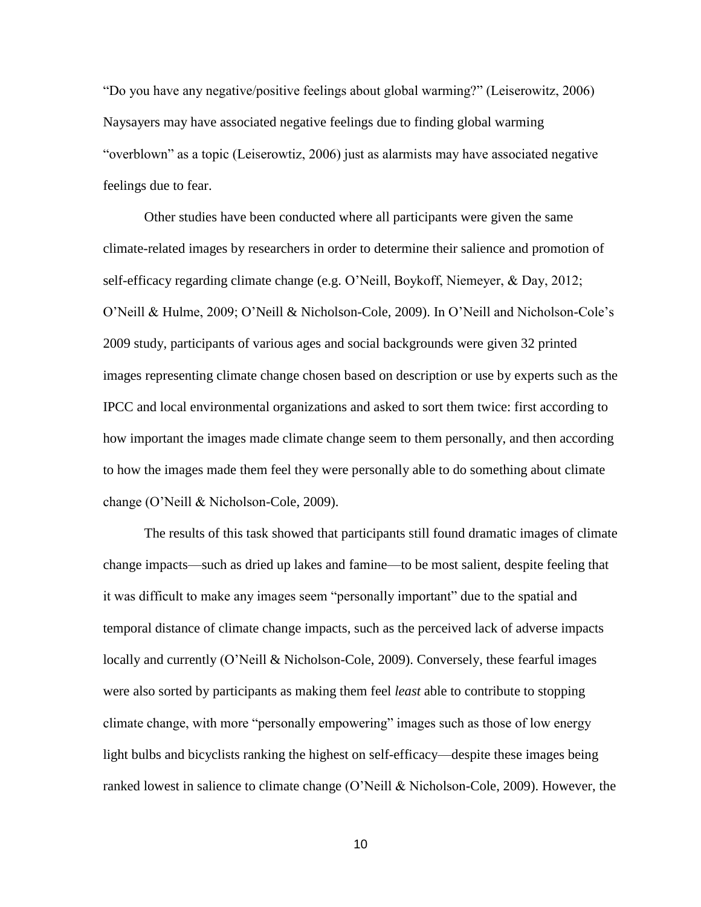"Do you have any negative/positive feelings about global warming?" (Leiserowitz, 2006) Naysayers may have associated negative feelings due to finding global warming "overblown" as a topic (Leiserowtiz, 2006) just as alarmists may have associated negative feelings due to fear.

Other studies have been conducted where all participants were given the same climate-related images by researchers in order to determine their salience and promotion of self-efficacy regarding climate change (e.g. O'Neill, Boykoff, Niemeyer, & Day, 2012; O'Neill & Hulme, 2009; O'Neill & Nicholson-Cole, 2009). In O'Neill and Nicholson-Cole's 2009 study, participants of various ages and social backgrounds were given 32 printed images representing climate change chosen based on description or use by experts such as the IPCC and local environmental organizations and asked to sort them twice: first according to how important the images made climate change seem to them personally, and then according to how the images made them feel they were personally able to do something about climate change (O'Neill & Nicholson-Cole, 2009).

The results of this task showed that participants still found dramatic images of climate change impacts—such as dried up lakes and famine—to be most salient, despite feeling that it was difficult to make any images seem "personally important" due to the spatial and temporal distance of climate change impacts, such as the perceived lack of adverse impacts locally and currently (O'Neill & Nicholson-Cole, 2009). Conversely, these fearful images were also sorted by participants as making them feel *least* able to contribute to stopping climate change, with more "personally empowering" images such as those of low energy light bulbs and bicyclists ranking the highest on self-efficacy—despite these images being ranked lowest in salience to climate change (O'Neill & Nicholson-Cole, 2009). However, the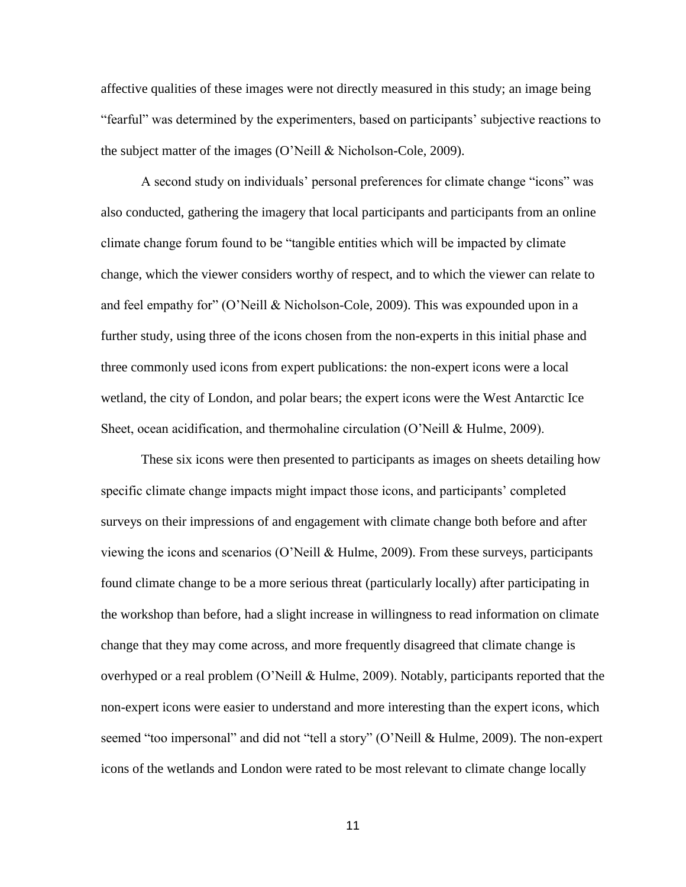affective qualities of these images were not directly measured in this study; an image being "fearful" was determined by the experimenters, based on participants' subjective reactions to the subject matter of the images (O'Neill & Nicholson-Cole, 2009).

A second study on individuals' personal preferences for climate change "icons" was also conducted, gathering the imagery that local participants and participants from an online climate change forum found to be "tangible entities which will be impacted by climate change, which the viewer considers worthy of respect, and to which the viewer can relate to and feel empathy for" (O'Neill & Nicholson-Cole, 2009). This was expounded upon in a further study, using three of the icons chosen from the non-experts in this initial phase and three commonly used icons from expert publications: the non-expert icons were a local wetland, the city of London, and polar bears; the expert icons were the West Antarctic Ice Sheet, ocean acidification, and thermohaline circulation (O'Neill & Hulme, 2009).

These six icons were then presented to participants as images on sheets detailing how specific climate change impacts might impact those icons, and participants' completed surveys on their impressions of and engagement with climate change both before and after viewing the icons and scenarios (O'Neill & Hulme, 2009). From these surveys, participants found climate change to be a more serious threat (particularly locally) after participating in the workshop than before, had a slight increase in willingness to read information on climate change that they may come across, and more frequently disagreed that climate change is overhyped or a real problem (O'Neill & Hulme, 2009). Notably, participants reported that the non-expert icons were easier to understand and more interesting than the expert icons, which seemed "too impersonal" and did not "tell a story" (O'Neill & Hulme, 2009). The non-expert icons of the wetlands and London were rated to be most relevant to climate change locally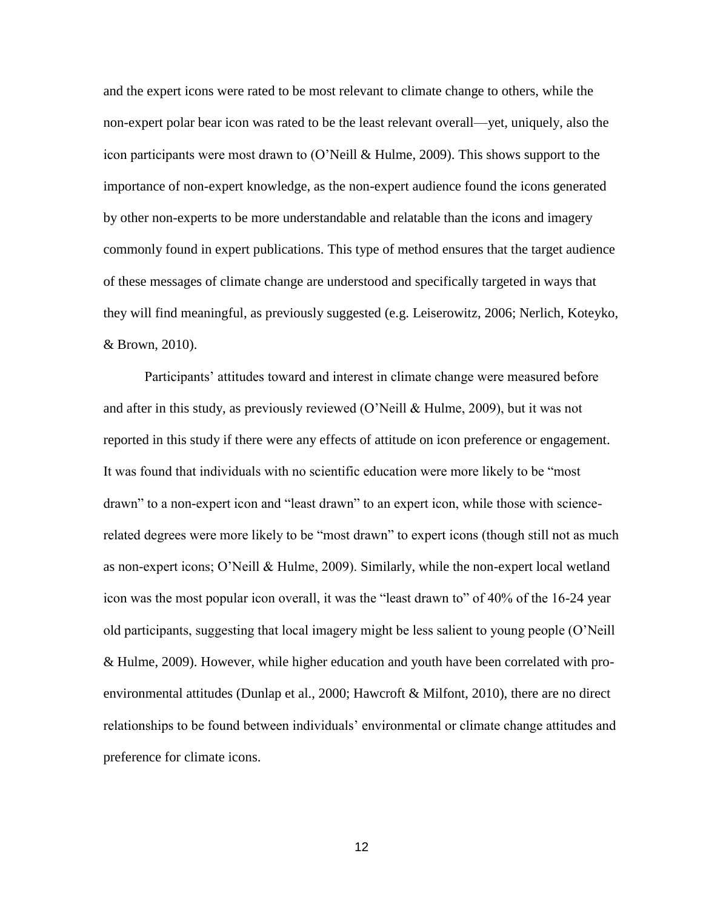and the expert icons were rated to be most relevant to climate change to others, while the non-expert polar bear icon was rated to be the least relevant overall—yet, uniquely, also the icon participants were most drawn to (O'Neill & Hulme, 2009). This shows support to the importance of non-expert knowledge, as the non-expert audience found the icons generated by other non-experts to be more understandable and relatable than the icons and imagery commonly found in expert publications. This type of method ensures that the target audience of these messages of climate change are understood and specifically targeted in ways that they will find meaningful, as previously suggested (e.g. Leiserowitz, 2006; Nerlich, Koteyko, & Brown, 2010).

Participants' attitudes toward and interest in climate change were measured before and after in this study, as previously reviewed (O'Neill & Hulme, 2009), but it was not reported in this study if there were any effects of attitude on icon preference or engagement. It was found that individuals with no scientific education were more likely to be "most drawn" to a non-expert icon and "least drawn" to an expert icon, while those with science-related degrees were more likely to be "most drawn" to expert icons (though still not as much as non-expert icons; O'Neill & Hulme, 2009). Similarly, while the non-expert local wetland icon was the most popular icon overall, it was the "least drawn to" of 40% of the 16-24 year old participants, suggesting that local imagery might be less salient to young people (O'Neill & Hulme, 2009). However, while higher education and youth have been correlated with pro-environmental attitudes (Dunlap et al., 2000; Hawcroft & Milfont, 2010), there are no direct relationships to be found between individuals' environmental or climate change attitudes and preference for climate icons.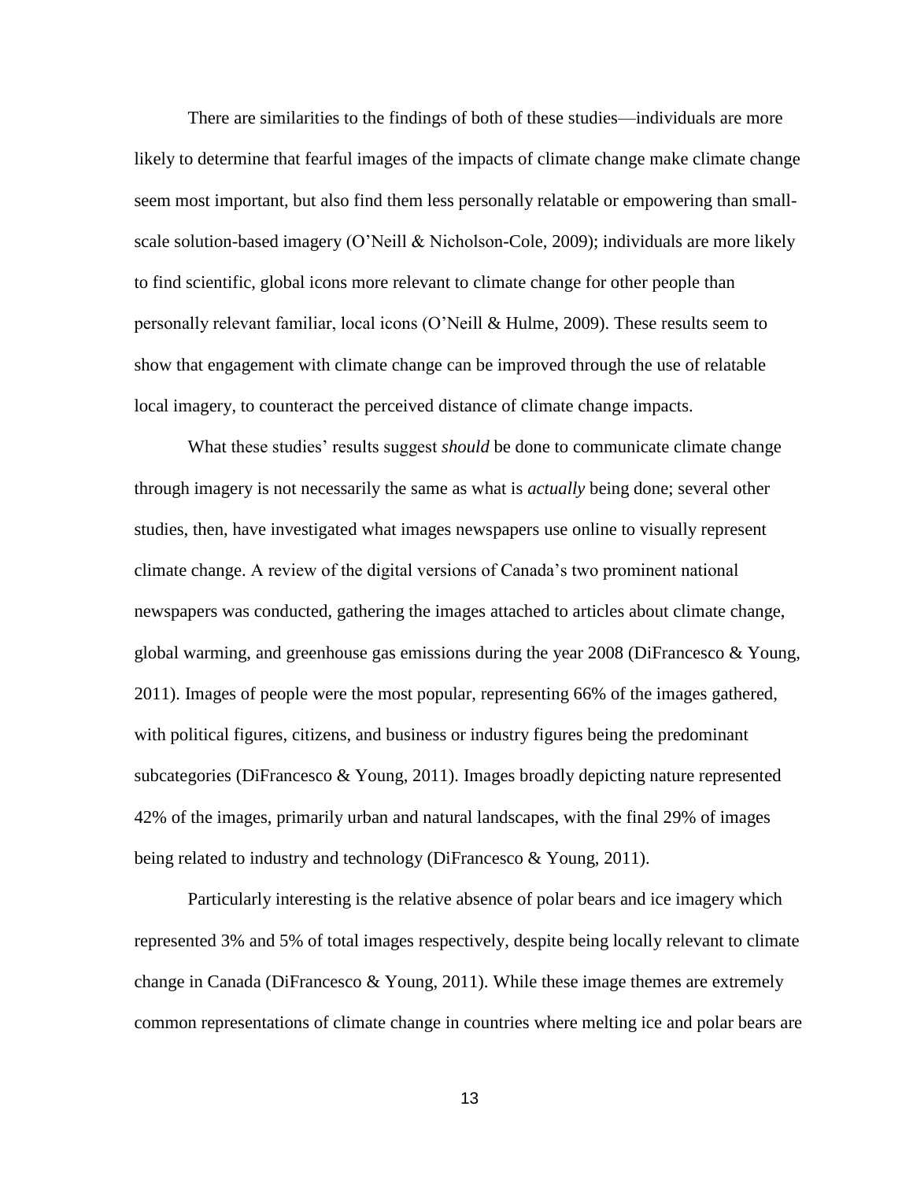There are similarities to the findings of both of these studies—individuals are more likely to determine that fearful images of the impacts of climate change make climate change seem most important, but also find them less personally relatable or empowering than small-scale solution-based imagery (O'Neill & Nicholson-Cole, 2009); individuals are more likely to find scientific, global icons more relevant to climate change for other people than personally relevant familiar, local icons (O'Neill & Hulme, 2009). These results seem to show that engagement with climate change can be improved through the use of relatable local imagery, to counteract the perceived distance of climate change impacts.

What these studies' results suggest *should* be done to communicate climate change through imagery is not necessarily the same as what is *actually* being done; several other studies, then, have investigated what images newspapers use online to visually represent climate change. A review of the digital versions of Canada's two prominent national newspapers was conducted, gathering the images attached to articles about climate change, global warming, and greenhouse gas emissions during the year 2008 (DiFrancesco & Young, 2011). Images of people were the most popular, representing 66% of the images gathered, with political figures, citizens, and business or industry figures being the predominant subcategories (DiFrancesco & Young, 2011). Images broadly depicting nature represented 42% of the images, primarily urban and natural landscapes, with the final 29% of images being related to industry and technology (DiFrancesco & Young, 2011).

Particularly interesting is the relative absence of polar bears and ice imagery which represented 3% and 5% of total images respectively, despite being locally relevant to climate change in Canada (DiFrancesco & Young, 2011). While these image themes are extremely common representations of climate change in countries where melting ice and polar bears are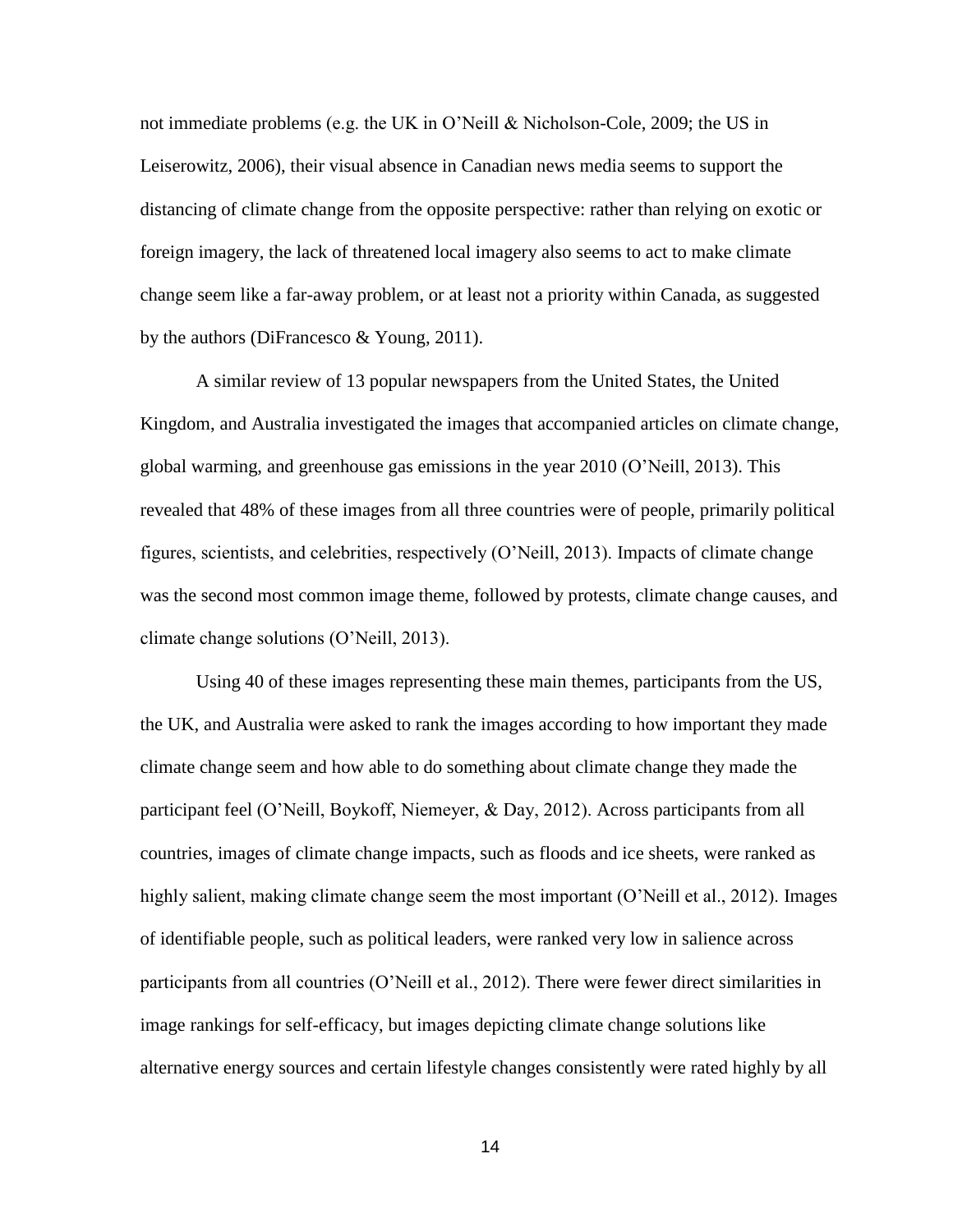not immediate problems (e.g. the UK in O'Neill & Nicholson-Cole, 2009; the US in Leiserowitz, 2006), their visual absence in Canadian news media seems to support the distancing of climate change from the opposite perspective: rather than relying on exotic or foreign imagery, the lack of threatened local imagery also seems to act to make climate change seem like a far-away problem, or at least not a priority within Canada, as suggested by the authors (DiFrancesco & Young, 2011).

A similar review of 13 popular newspapers from the United States, the United Kingdom, and Australia investigated the images that accompanied articles on climate change, global warming, and greenhouse gas emissions in the year 2010 (O'Neill, 2013). This revealed that 48% of these images from all three countries were of people, primarily political figures, scientists, and celebrities, respectively (O'Neill, 2013). Impacts of climate change was the second most common image theme, followed by protests, climate change causes, and climate change solutions (O'Neill, 2013).

Using 40 of these images representing these main themes, participants from the US, the UK, and Australia were asked to rank the images according to how important they made climate change seem and how able to do something about climate change they made the participant feel (O'Neill, Boykoff, Niemeyer, & Day, 2012). Across participants from all countries, images of climate change impacts, such as floods and ice sheets, were ranked as highly salient, making climate change seem the most important (O'Neill et al., 2012). Images of identifiable people, such as political leaders, were ranked very low in salience across participants from all countries (O'Neill et al., 2012). There were fewer direct similarities in image rankings for self-efficacy, but images depicting climate change solutions like alternative energy sources and certain lifestyle changes consistently were rated highly by all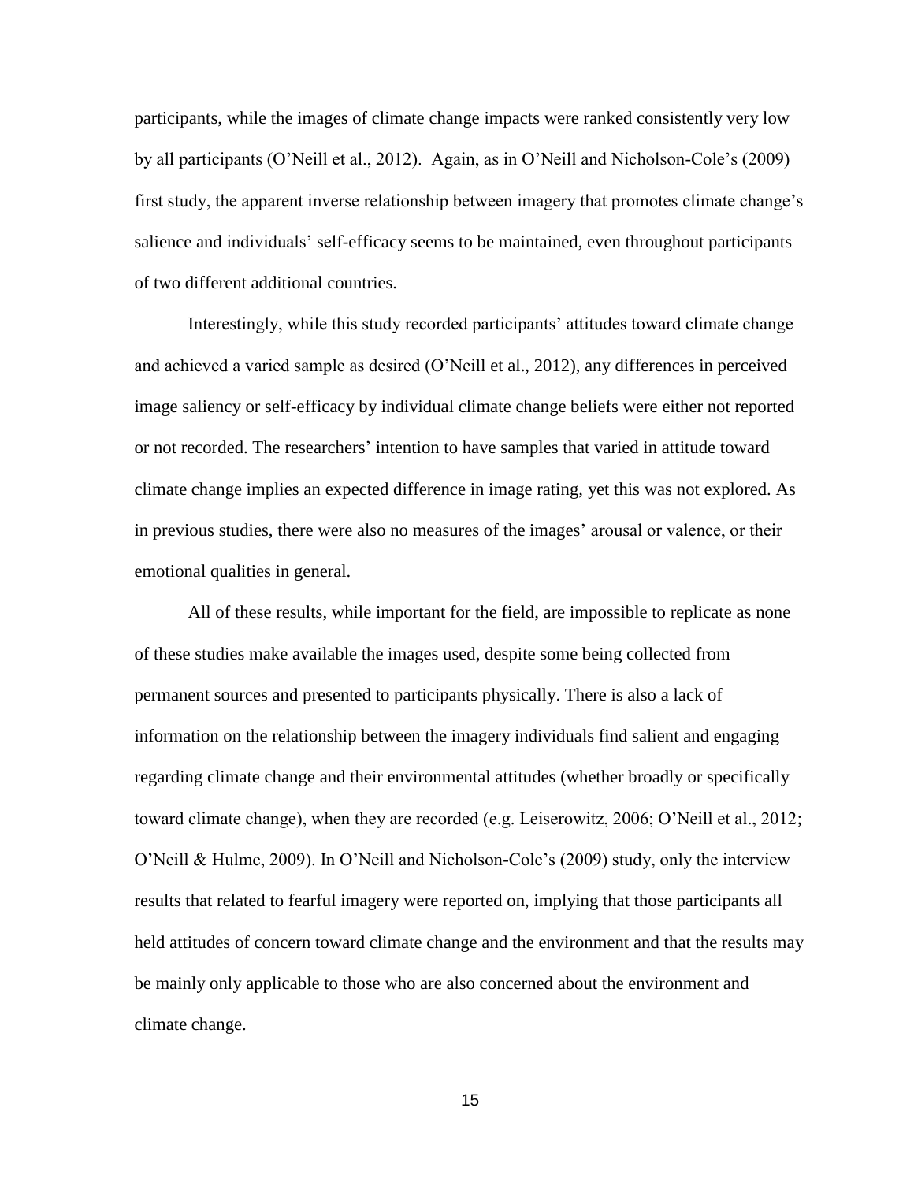participants, while the images of climate change impacts were ranked consistently very low by all participants (O'Neill et al., 2012). Again, as in O'Neill and Nicholson-Cole's (2009) first study, the apparent inverse relationship between imagery that promotes climate change's salience and individuals' self-efficacy seems to be maintained, even throughout participants of two different additional countries.

Interestingly, while this study recorded participants' attitudes toward climate change and achieved a varied sample as desired (O'Neill et al., 2012), any differences in perceived image saliency or self-efficacy by individual climate change beliefs were either not reported or not recorded. The researchers' intention to have samples that varied in attitude toward climate change implies an expected difference in image rating, yet this was not explored. As in previous studies, there were also no measures of the images' arousal or valence, or their emotional qualities in general.

All of these results, while important for the field, are impossible to replicate as none of these studies make available the images used, despite some being collected from permanent sources and presented to participants physically. There is also a lack of information on the relationship between the imagery individuals find salient and engaging regarding climate change and their environmental attitudes (whether broadly or specifically toward climate change), when they are recorded (e.g. Leiserowitz, 2006; O'Neill et al., 2012; O'Neill & Hulme, 2009). In O'Neill and Nicholson-Cole's (2009) study, only the interview results that related to fearful imagery were reported on, implying that those participants all held attitudes of concern toward climate change and the environment and that the results may be mainly only applicable to those who are also concerned about the environment and climate change.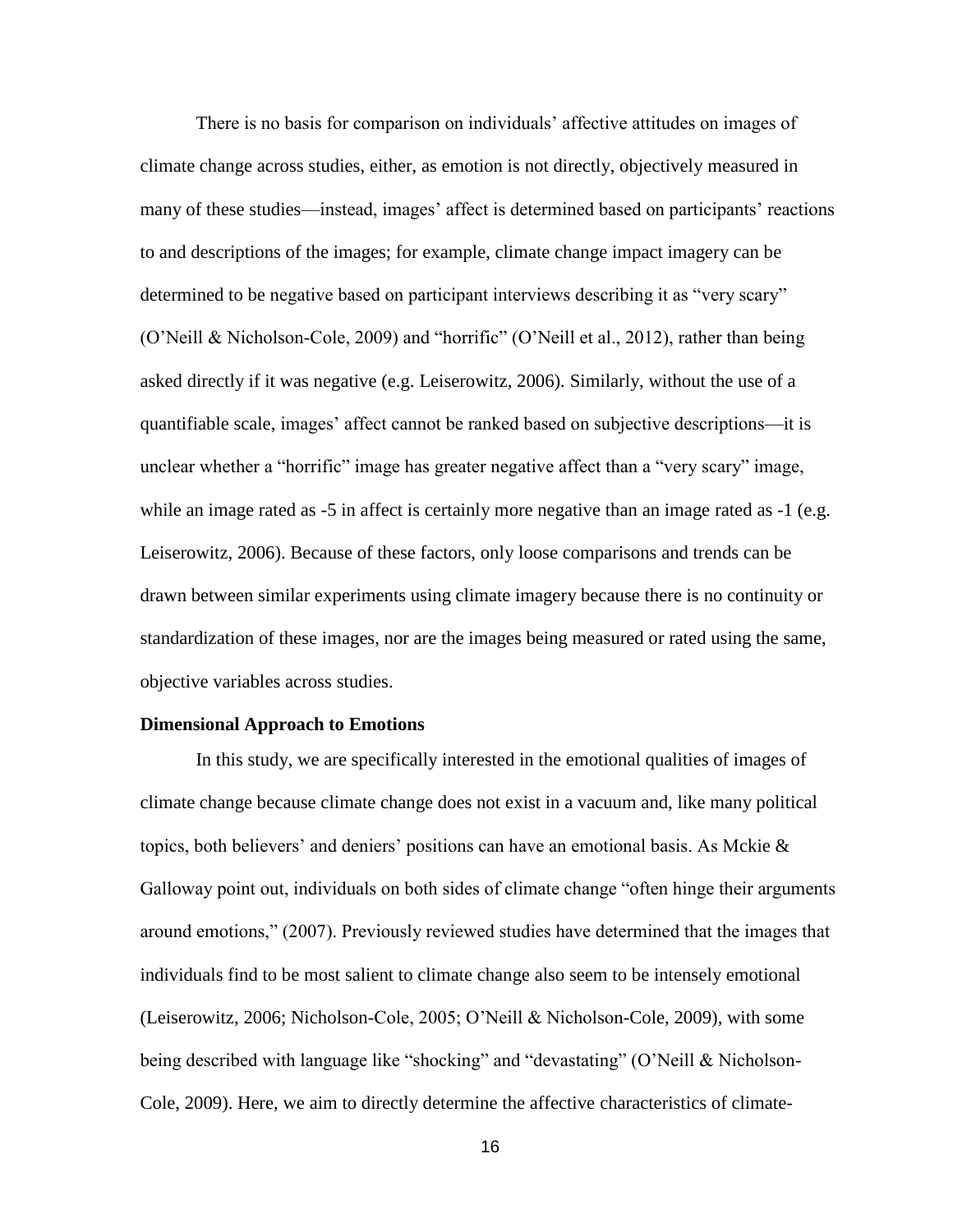There is no basis for comparison on individuals' affective attitudes on images of climate change across studies, either, as emotion is not directly, objectively measured in many of these studies—instead, images' affect is determined based on participants' reactions to and descriptions of the images; for example, climate change impact imagery can be determined to be negative based on participant interviews describing it as "very scary" (O'Neill & Nicholson-Cole, 2009) and "horrific" (O'Neill et al., 2012), rather than being asked directly if it was negative (e.g. Leiserowitz, 2006). Similarly, without the use of a quantifiable scale, images' affect cannot be ranked based on subjective descriptions—it is unclear whether a "horrific" image has greater negative affect than a "very scary" image, while an image rated as -5 in affect is certainly more negative than an image rated as -1 (e.g. Leiserowitz, 2006). Because of these factors, only loose comparisons and trends can be drawn between similar experiments using climate imagery because there is no continuity or standardization of these images, nor are the images being measured or rated using the same, objective variables across studies.

**Dimensional Approach to Emotions**

In this study, we are specifically interested in the emotional qualities of images of climate change because climate change does not exist in a vacuum and, like many political topics, both believers' and deniers' positions can have an emotional basis. As Mckie & Galloway point out, individuals on both sides of climate change "often hinge their arguments around emotions," (2007). Previously reviewed studies have determined that the images that individuals find to be most salient to climate change also seem to be intensely emotional (Leiserowitz, 2006; Nicholson-Cole, 2005; O'Neill & Nicholson-Cole, 2009), with some being described with language like "shocking" and "devastating" (O'Neill & Nicholson-Cole, 2009). Here, we aim to directly determine the affective characteristics of climate-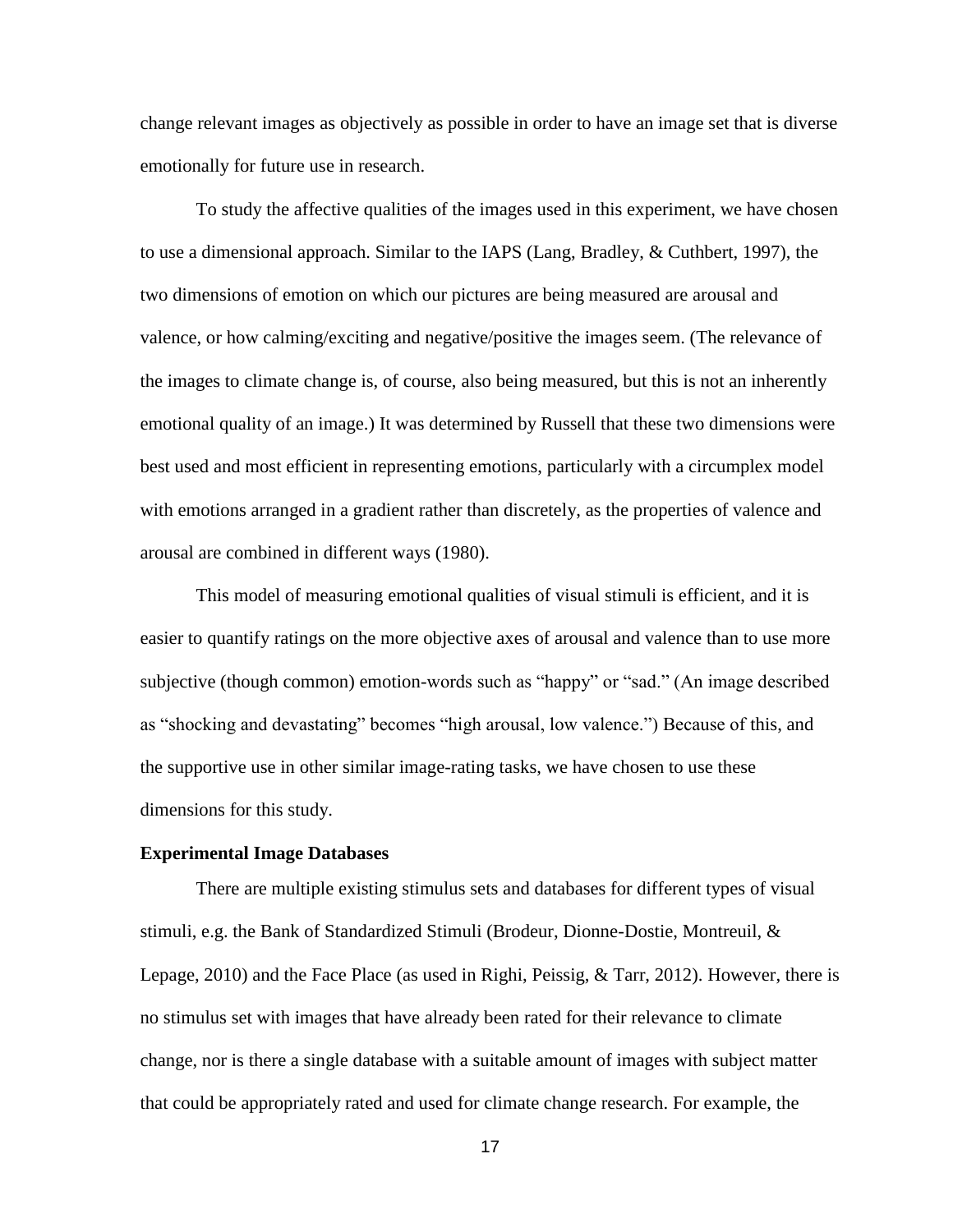change relevant images as objectively as possible in order to have an image set that is diverse emotionally for future use in research.

To study the affective qualities of the images used in this experiment, we have chosen to use a dimensional approach. Similar to the IAPS (Lang, Bradley, & Cuthbert, 1997), the two dimensions of emotion on which our pictures are being measured are arousal and valence, or how calming/exciting and negative/positive the images seem. (The relevance of the images to climate change is, of course, also being measured, but this is not an inherently emotional quality of an image.) It was determined by Russell that these two dimensions were best used and most efficient in representing emotions, particularly with a circumplex model with emotions arranged in a gradient rather than discretely, as the properties of valence and arousal are combined in different ways (1980).

This model of measuring emotional qualities of visual stimuli is efficient, and it is easier to quantify ratings on the more objective axes of arousal and valence than to use more subjective (though common) emotion-words such as "happy" or "sad." (An image described as "shocking and devastating" becomes "high arousal, low valence.") Because of this, and the supportive use in other similar image-rating tasks, we have chosen to use these dimensions for this study.

**Experimental Image Databases**

There are multiple existing stimulus sets and databases for different types of visual stimuli, e.g. the Bank of Standardized Stimuli (Brodeur, Dionne-Dostie, Montreuil, & Lepage, 2010) and the Face Place (as used in Righi, Peissig, & Tarr, 2012). However, there is no stimulus set with images that have already been rated for their relevance to climate change, nor is there a single database with a suitable amount of images with subject matter that could be appropriately rated and used for climate change research. For example, the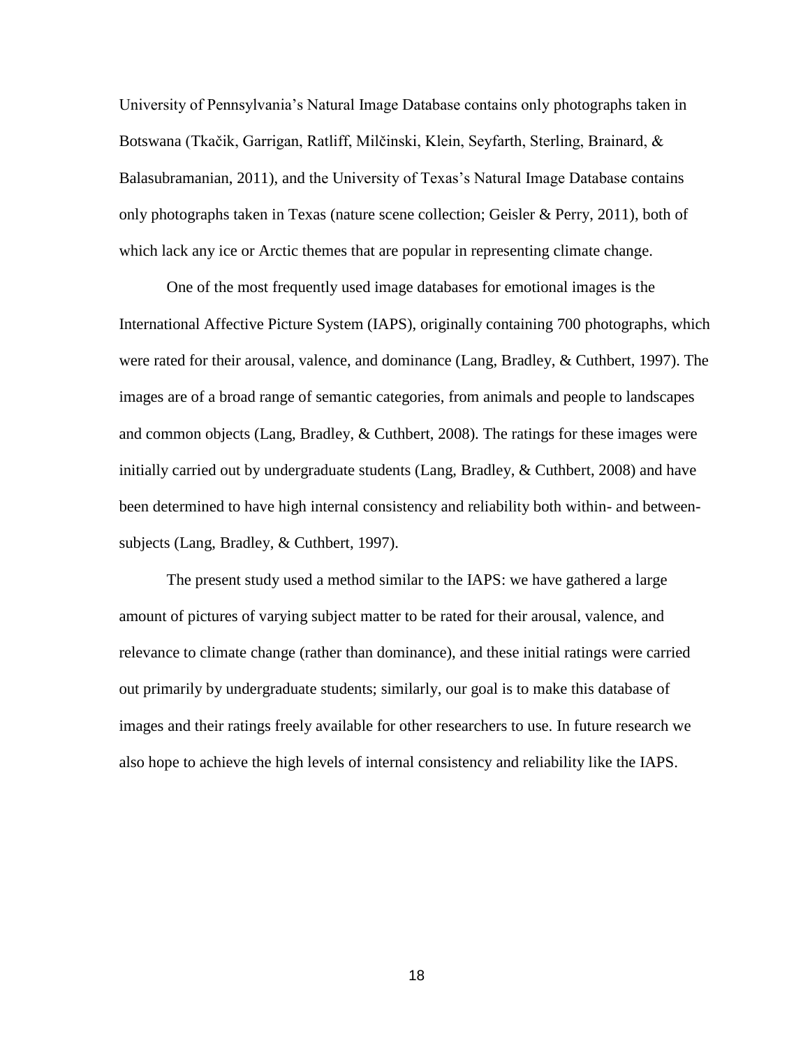University of Pennsylvania's Natural Image Database contains only photographs taken in Botswana (Tkačik, Garrigan, Ratliff, Milčinski, Klein, Seyfarth, Sterling, Brainard, & Balasubramanian, 2011), and the University of Texas's Natural Image Database contains only photographs taken in Texas (nature scene collection; Geisler & Perry, 2011), both of which lack any ice or Arctic themes that are popular in representing climate change.

One of the most frequently used image databases for emotional images is the International Affective Picture System (IAPS), originally containing 700 photographs, which were rated for their arousal, valence, and dominance (Lang, Bradley, & Cuthbert, 1997). The images are of a broad range of semantic categories, from animals and people to landscapes and common objects (Lang, Bradley, & Cuthbert, 2008). The ratings for these images were initially carried out by undergraduate students (Lang, Bradley, & Cuthbert, 2008) and have been determined to have high internal consistency and reliability both within- and between-subjects (Lang, Bradley, & Cuthbert, 1997).

The present study used a method similar to the IAPS: we have gathered a large amount of pictures of varying subject matter to be rated for their arousal, valence, and relevance to climate change (rather than dominance), and these initial ratings were carried out primarily by undergraduate students; similarly, our goal is to make this database of images and their ratings freely available for other researchers to use. In future research we also hope to achieve the high levels of internal consistency and reliability like the IAPS.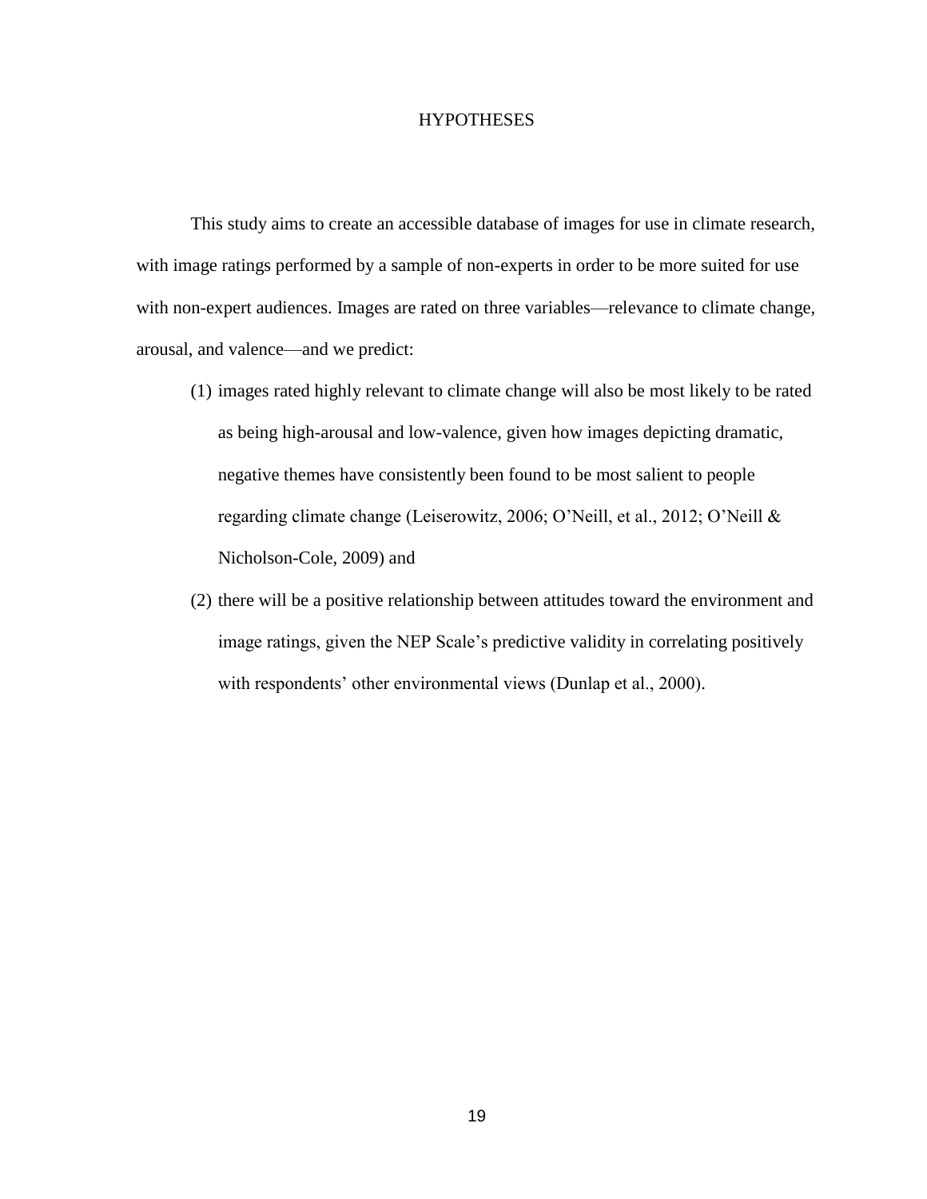# HYPOTHESES

This study aims to create an accessible database of images for use in climate research, with image ratings performed by a sample of non-experts in order to be more suited for use with non-expert audiences. Images are rated on three variables—relevance to climate change, arousal, and valence—and we predict:

(1) images rated highly relevant to climate change will also be most likely to be rated as being high-arousal and low-valence, given how images depicting dramatic, negative themes have consistently been found to be most salient to people regarding climate change (Leiserowitz, 2006; O'Neill, et al., 2012; O'Neill & Nicholson-Cole, 2009) and

(2) there will be a positive relationship between attitudes toward the environment and image ratings, given the NEP Scale's predictive validity in correlating positively with respondents' other environmental views (Dunlap et al., 2000).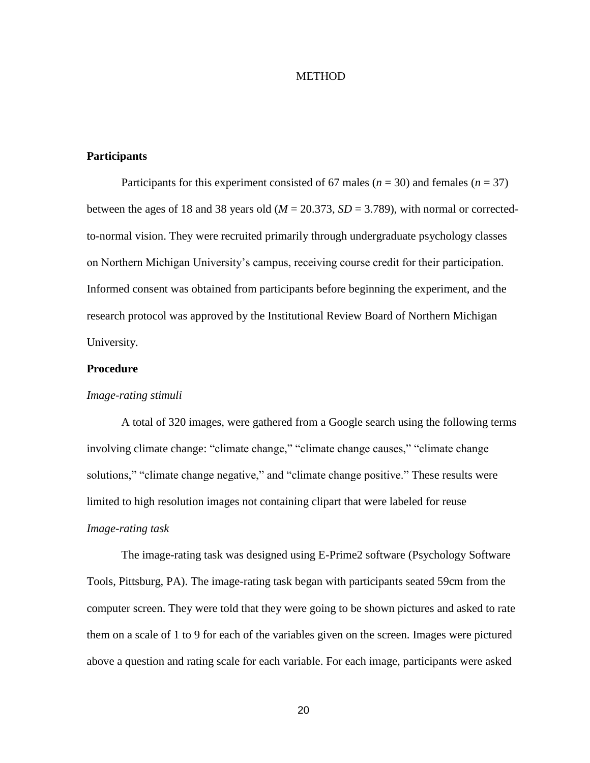# METHOD

## Participants

Participants for this experiment consisted of 67 males ($n$ = 30) and females ($n$ = 37) between the ages of 18 and 38 years old ($M$ = 20.373, $SD$ = 3.789), with normal or corrected-to-normal vision. They were recruited primarily through undergraduate psychology classes on Northern Michigan University's campus, receiving course credit for their participation. Informed consent was obtained from participants before beginning the experiment, and the research protocol was approved by the Institutional Review Board of Northern Michigan University.

## Procedure

### *Image-rating stimuli*

A total of 320 images, were gathered from a Google search using the following terms involving climate change: "climate change," "climate change causes," "climate change solutions," "climate change negative," and "climate change positive." These results were limited to high resolution images not containing clipart that were labeled for reuse

### *Image-rating task*

The image-rating task was designed using E-Prime2 software (Psychology Software Tools, Pittsburg, PA). The image-rating task began with participants seated 59cm from the computer screen. They were told that they were going to be shown pictures and asked to rate them on a scale of 1 to 9 for each of the variables given on the screen. Images were pictured above a question and rating scale for each variable. For each image, participants were asked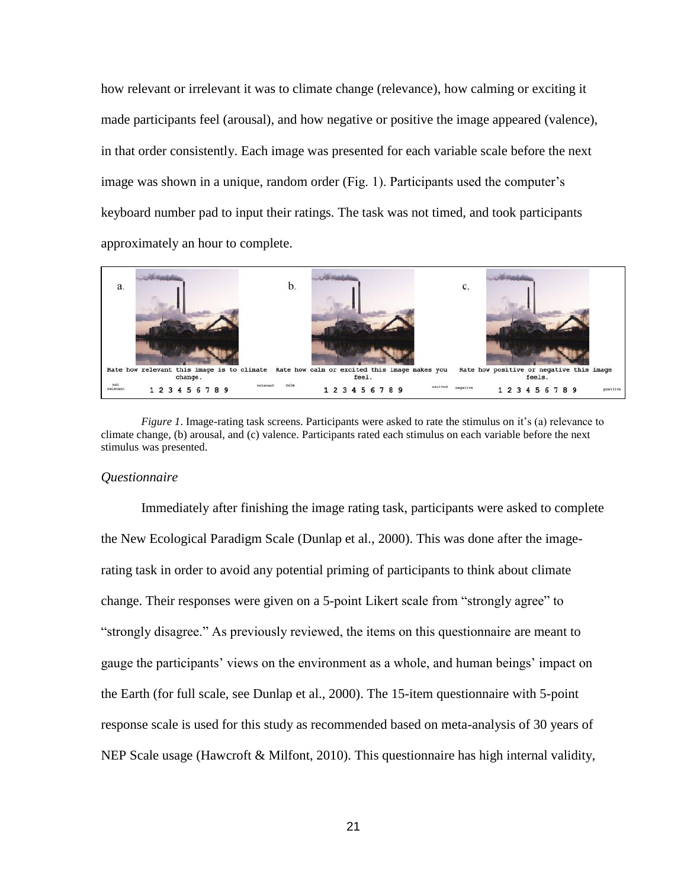how relevant or irrelevant it was to climate change (relevance), how calming or exciting it made participants feel (arousal), and how negative or positive the image appeared (valence), in that order consistently. Each image was presented for each variable scale before the next image was shown in a unique, random order (Fig. 1). Participants used the computer's keyboard number pad to input their ratings. The task was not timed, and took participants approximately an hour to complete.

*Figure 1*. Image-rating task screens. Participants were asked to rate the stimulus on it's (a) relevance to climate change, (b) arousal, and (c) valence. Participants rated each stimulus on each variable before the next stimulus was presented.

*Questionnaire*

Immediately after finishing the image rating task, participants were asked to complete the New Ecological Paradigm Scale (Dunlap et al., 2000). This was done after the image-rating task in order to avoid any potential priming of participants to think about climate change. Their responses were given on a 5-point Likert scale from "strongly agree" to "strongly disagree." As previously reviewed, the items on this questionnaire are meant to gauge the participants' views on the environment as a whole, and human beings' impact on the Earth (for full scale, see Dunlap et al., 2000). The 15-item questionnaire with 5-point response scale is used for this study as recommended based on meta-analysis of 30 years of NEP Scale usage (Hawcroft & Milfont, 2010). This questionnaire has high internal validity,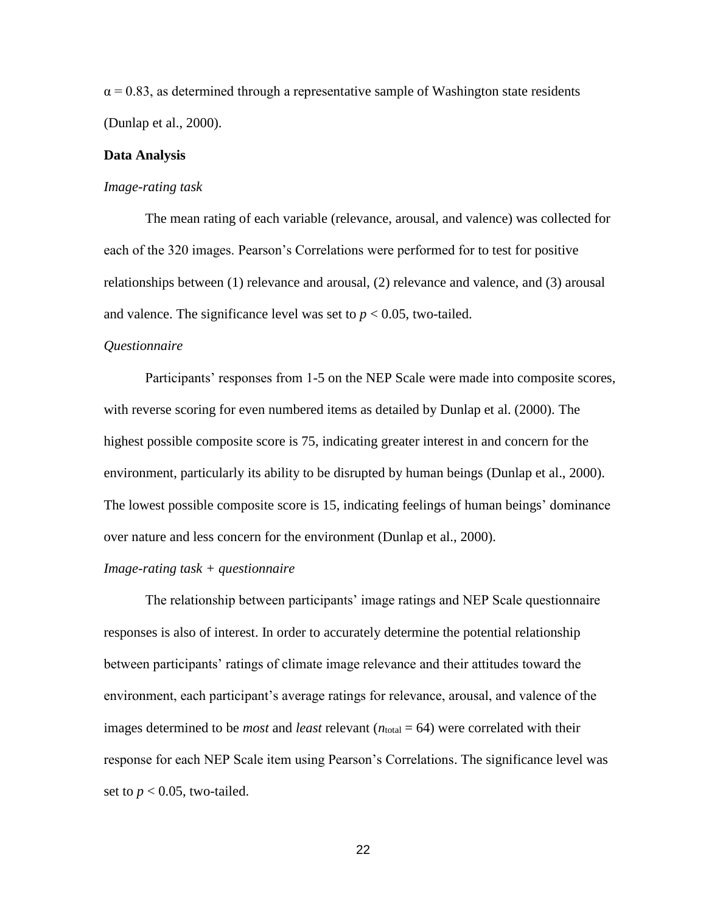$\alpha = 0.83$, as determined through a representative sample of Washington state residents (Dunlap et al., 2000).

**Data Analysis**

*Image-rating task*

The mean rating of each variable (relevance, arousal, and valence) was collected for each of the 320 images. Pearson's Correlations were performed for to test for positive relationships between (1) relevance and arousal, (2) relevance and valence, and (3) arousal and valence. The significance level was set to $p < 0.05$, two-tailed.

*Questionnaire*

Participants' responses from 1-5 on the NEP Scale were made into composite scores, with reverse scoring for even numbered items as detailed by Dunlap et al. (2000). The highest possible composite score is 75, indicating greater interest in and concern for the environment, particularly its ability to be disrupted by human beings (Dunlap et al., 2000). The lowest possible composite score is 15, indicating feelings of human beings' dominance over nature and less concern for the environment (Dunlap et al., 2000).

*Image-rating task + questionnaire*

The relationship between participants' image ratings and NEP Scale questionnaire responses is also of interest. In order to accurately determine the potential relationship between participants' ratings of climate image relevance and their attitudes toward the environment, each participant's average ratings for relevance, arousal, and valence of the images determined to be *most* and *least* relevant ($n_{total} = 64$) were correlated with their response for each NEP Scale item using Pearson's Correlations. The significance level was set to $p < 0.05$, two-tailed.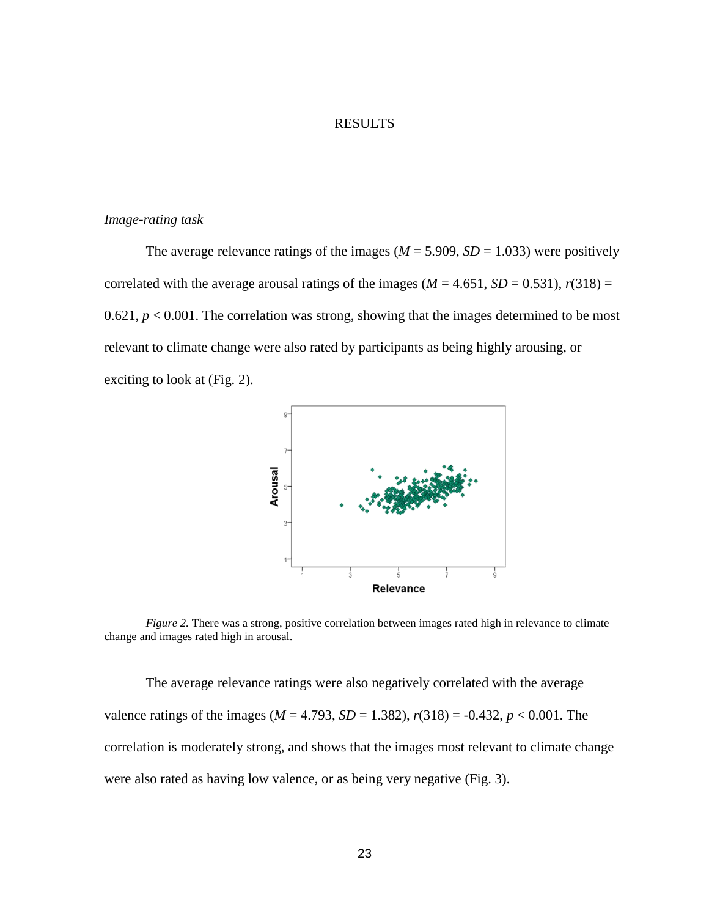# RESULTS

*Image-rating task*

The average relevance ratings of the images ($M = 5.909$, $SD = 1.033$) were positively correlated with the average arousal ratings of the images ($M = 4.651$, $SD = 0.531$), $r(318) = 0.621$, $p < 0.001$. The correlation was strong, showing that the images determined to be most relevant to climate change were also rated by participants as being highly arousing, or exciting to look at (Fig. 2).

*Figure 2.* There was a strong, positive correlation between images rated high in relevance to climate change and images rated high in arousal.

The average relevance ratings were also negatively correlated with the average valence ratings of the images ($M = 4.793$, $SD = 1.382$), $r(318) = -0.432$, $p < 0.001$. The correlation is moderately strong, and shows that the images most relevant to climate change were also rated as having low valence, or as being very negative (Fig. 3).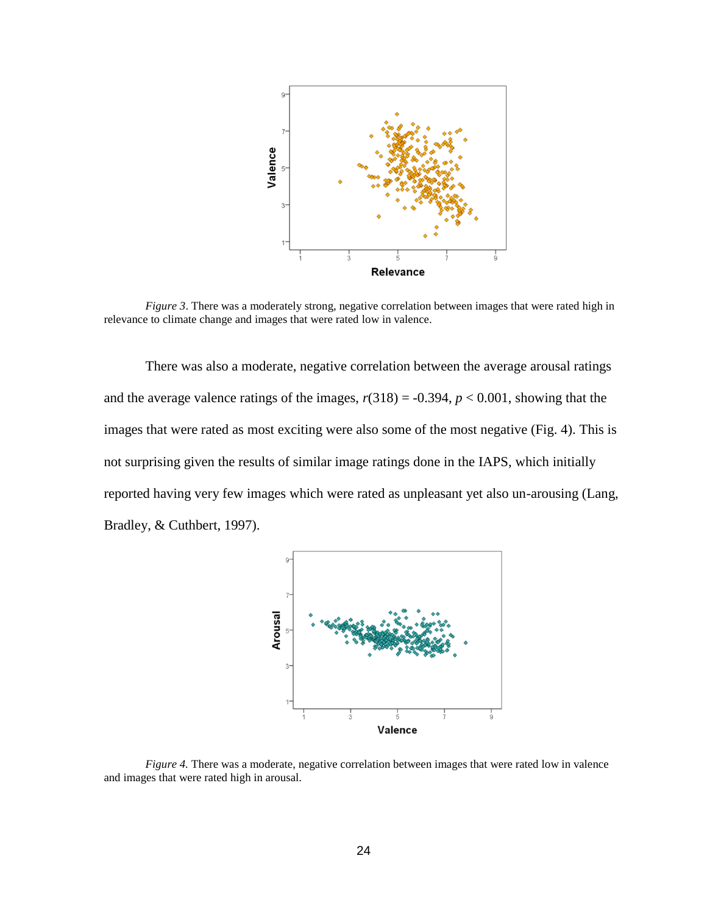*Figure 3*. There was a moderately strong, negative correlation between images that were rated high in relevance to climate change and images that were rated low in valence.

There was also a moderate, negative correlation between the average arousal ratings and the average valence ratings of the images, $r(318) = -0.394$, $p < 0.001$, showing that the images that were rated as most exciting were also some of the most negative (Fig. 4). This is not surprising given the results of similar image ratings done in the IAPS, which initially reported having very few images which were rated as unpleasant yet also un-arousing (Lang, Bradley, & Cuthbert, 1997).

*Figure 4.* There was a moderate, negative correlation between images that were rated low in valence and images that were rated high in arousal.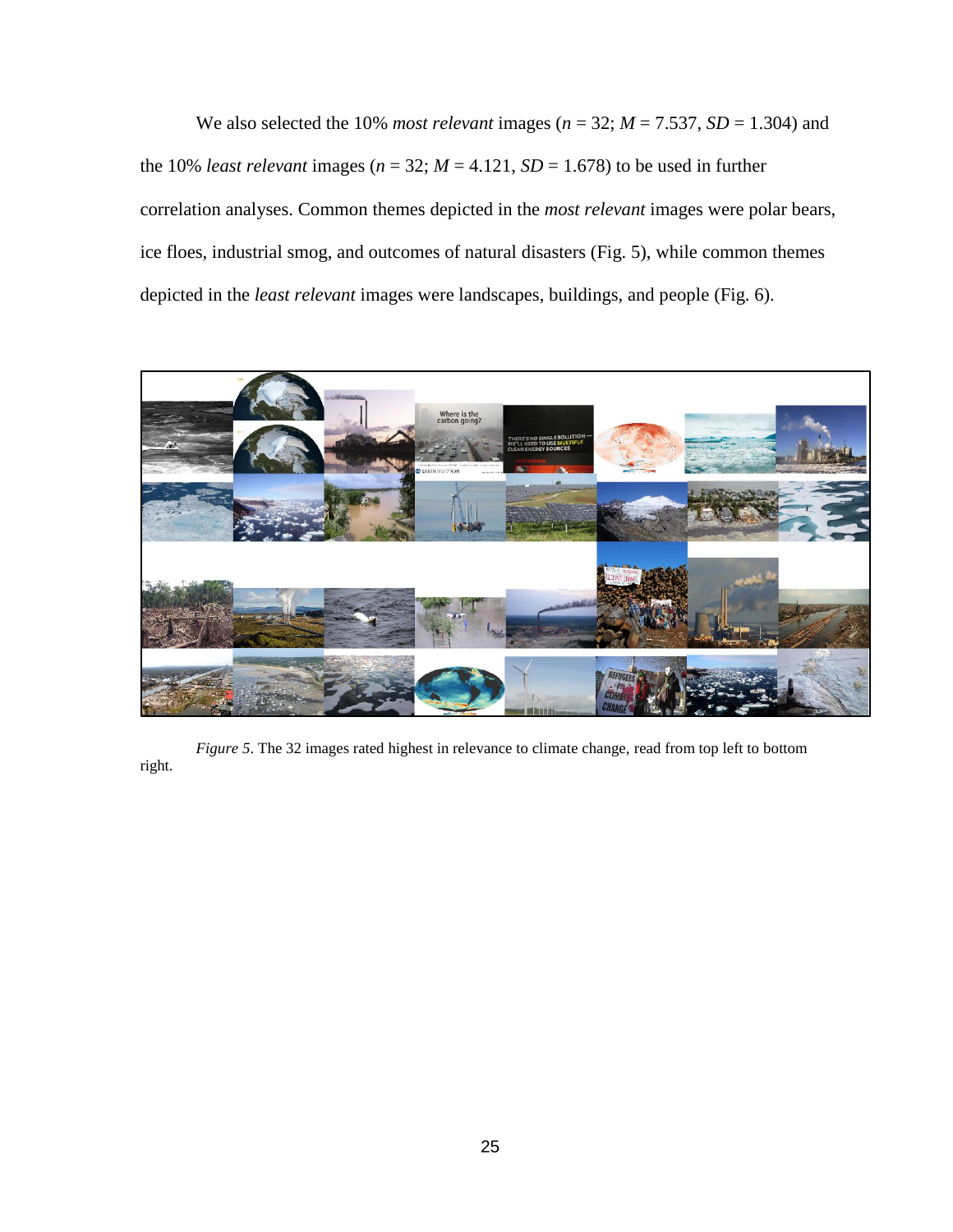We also selected the 10% *most relevant* images ($n = 32$; $M = 7.537$, $SD = 1.304$) and the 10% *least relevant* images ($n = 32$; $M = 4.121$, $SD = 1.678$) to be used in further correlation analyses. Common themes depicted in the *most relevant* images were polar bears, ice floes, industrial smog, and outcomes of natural disasters (Fig. 5), while common themes depicted in the *least relevant* images were landscapes, buildings, and people (Fig. 6).

*Figure 5*. The 32 images rated highest in relevance to climate change, read from top left to bottom right.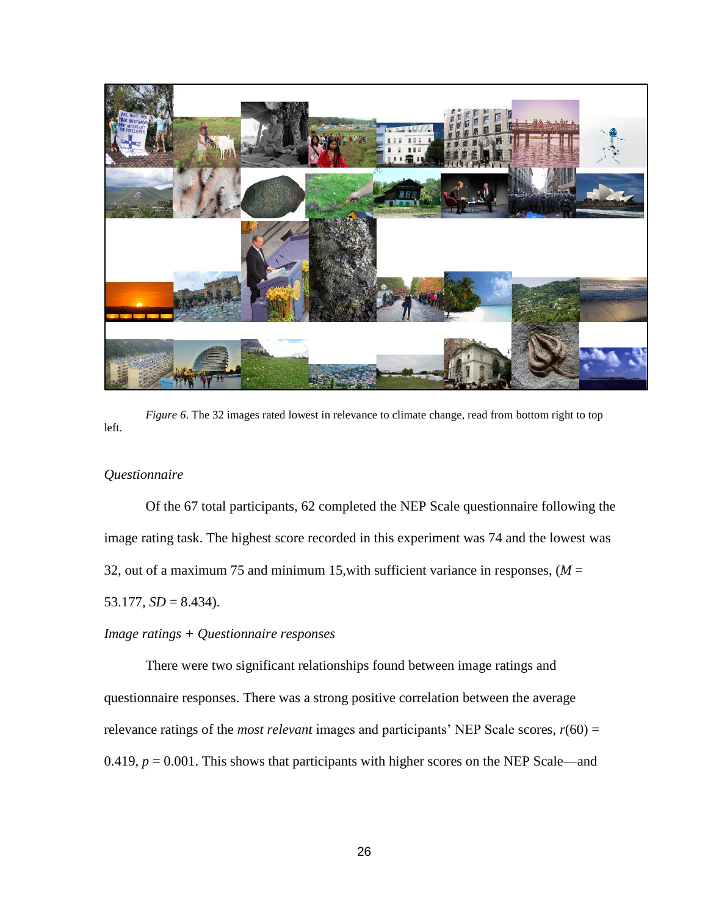*Figure 6*. The 32 images rated lowest in relevance to climate change, read from bottom right to top left.

*Questionnaire*

Of the 67 total participants, 62 completed the NEP Scale questionnaire following the image rating task. The highest score recorded in this experiment was 74 and the lowest was 32, out of a maximum 75 and minimum 15,with sufficient variance in responses, ($M$ = 53.177, $SD$ = 8.434).

*Image ratings + Questionnaire responses*

There were two significant relationships found between image ratings and questionnaire responses. There was a strong positive correlation between the average relevance ratings of the *most relevant* images and participants' NEP Scale scores, $r(60)$ = 0.419, $p$ = 0.001. This shows that participants with higher scores on the NEP Scale—and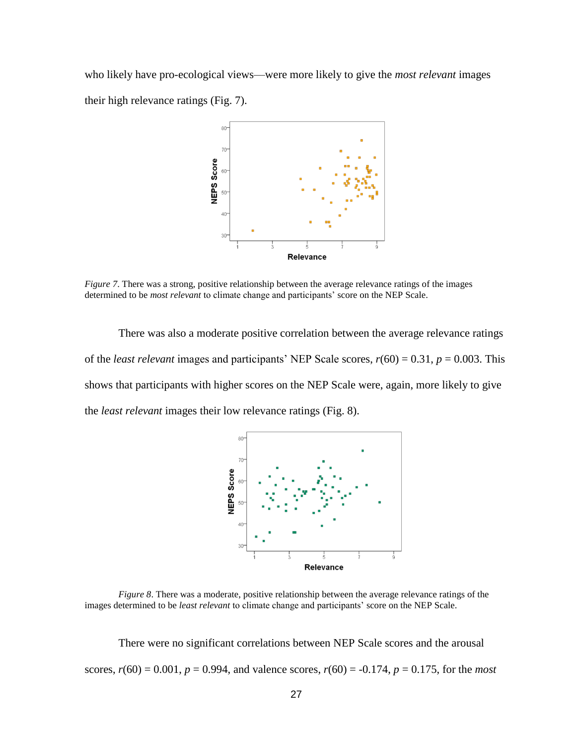who likely have pro-ecological views—were more likely to give the *most relevant* images their high relevance ratings (Fig. 7).

*Figure 7*. There was a strong, positive relationship between the average relevance ratings of the images determined to be *most relevant* to climate change and participants' score on the NEP Scale.

There was also a moderate positive correlation between the average relevance ratings of the *least relevant* images and participants' NEP Scale scores, $r(60) = 0.31$, $p = 0.003$. This shows that participants with higher scores on the NEP Scale were, again, more likely to give the *least relevant* images their low relevance ratings (Fig. 8).

*Figure 8*. There was a moderate, positive relationship between the average relevance ratings of the images determined to be *least relevant* to climate change and participants' score on the NEP Scale.

There were no significant correlations between NEP Scale scores and the arousal scores, $r(60) = 0.001$, $p = 0.994$, and valence scores, $r(60) = -0.174$, $p = 0.175$, for the *most*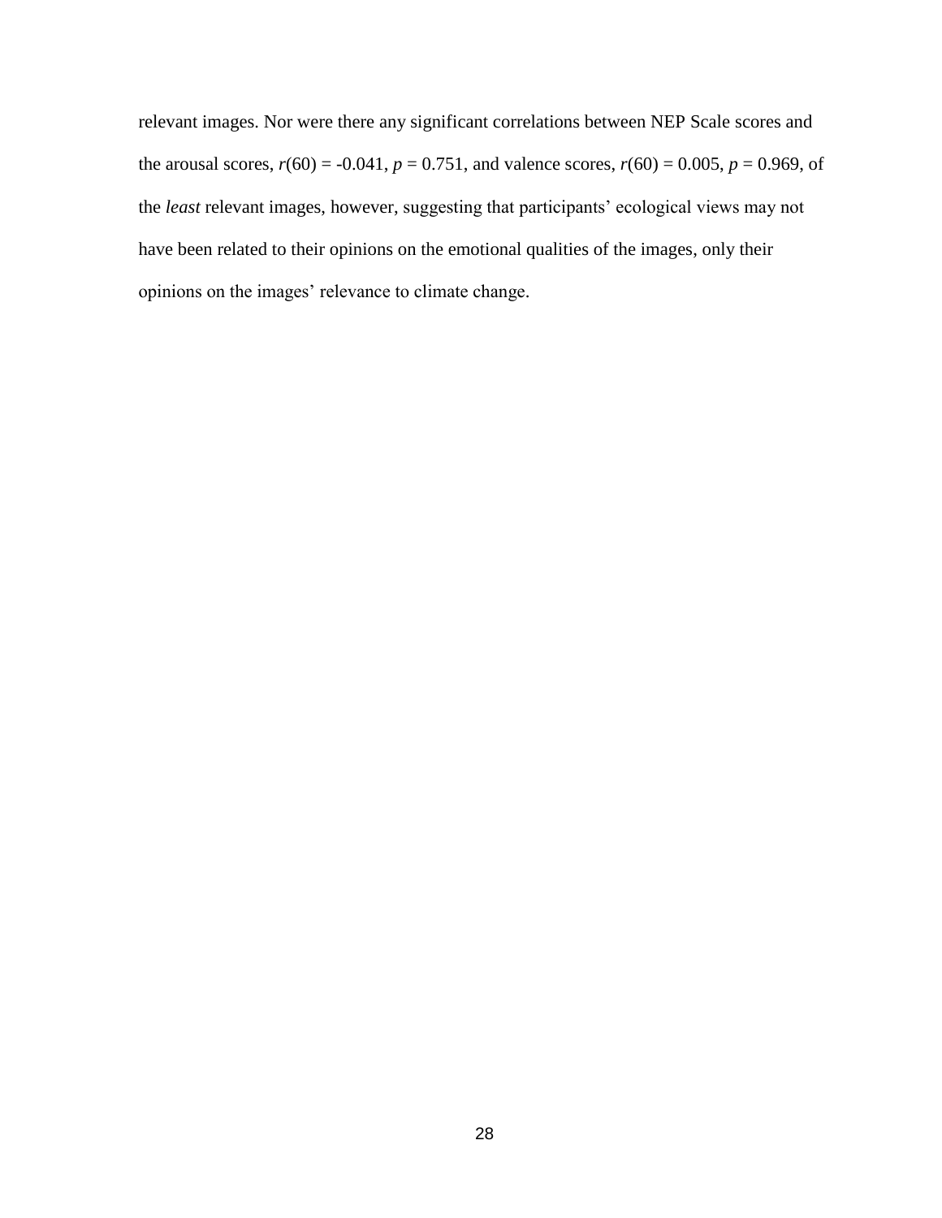relevant images. Nor were there any significant correlations between NEP Scale scores and the arousal scores, $r(60) = -0.041$, $p = 0.751$, and valence scores, $r(60) = 0.005$, $p = 0.969$, of the *least* relevant images, however, suggesting that participants' ecological views may not have been related to their opinions on the emotional qualities of the images, only their opinions on the images' relevance to climate change.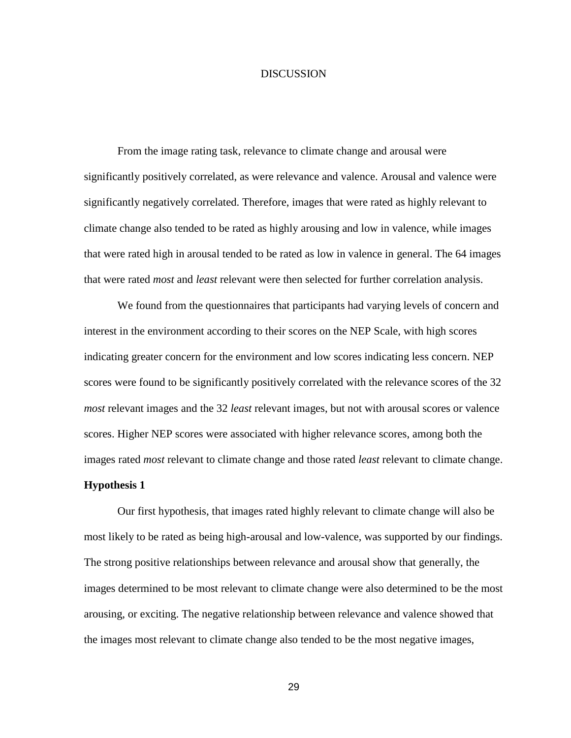# DISCUSSION

From the image rating task, relevance to climate change and arousal were significantly positively correlated, as were relevance and valence. Arousal and valence were significantly negatively correlated. Therefore, images that were rated as highly relevant to climate change also tended to be rated as highly arousing and low in valence, while images that were rated high in arousal tended to be rated as low in valence in general. The 64 images that were rated *most* and *least* relevant were then selected for further correlation analysis.

We found from the questionnaires that participants had varying levels of concern and interest in the environment according to their scores on the NEP Scale, with high scores indicating greater concern for the environment and low scores indicating less concern. NEP scores were found to be significantly positively correlated with the relevance scores of the 32 *most* relevant images and the 32 *least* relevant images, but not with arousal scores or valence scores. Higher NEP scores were associated with higher relevance scores, among both the images rated *most* relevant to climate change and those rated *least* relevant to climate change.

**Hypothesis 1**

Our first hypothesis, that images rated highly relevant to climate change will also be most likely to be rated as being high-arousal and low-valence, was supported by our findings. The strong positive relationships between relevance and arousal show that generally, the images determined to be most relevant to climate change were also determined to be the most arousing, or exciting. The negative relationship between relevance and valence showed that the images most relevant to climate change also tended to be the most negative images,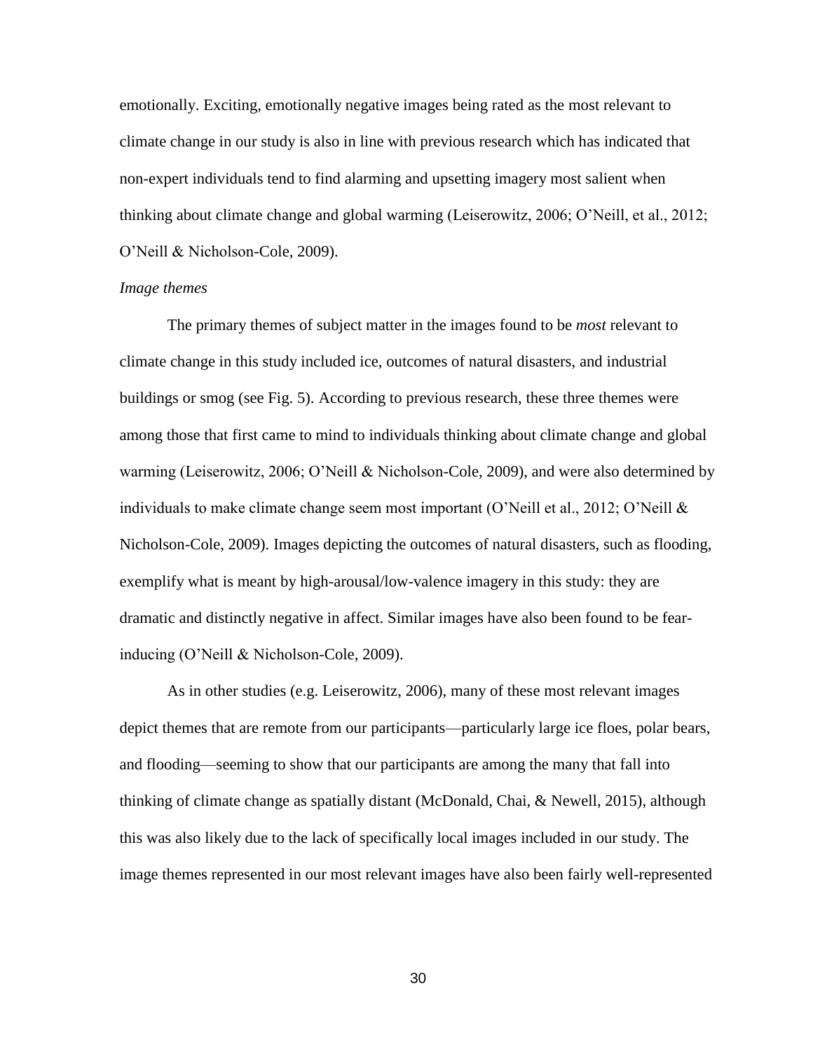emotionally. Exciting, emotionally negative images being rated as the most relevant to climate change in our study is also in line with previous research which has indicated that non-expert individuals tend to find alarming and upsetting imagery most salient when thinking about climate change and global warming (Leiserowitz, 2006; O'Neill, et al., 2012; O'Neill & Nicholson-Cole, 2009).

*Image themes*

The primary themes of subject matter in the images found to be *most* relevant to climate change in this study included ice, outcomes of natural disasters, and industrial buildings or smog (see Fig. 5). According to previous research, these three themes were among those that first came to mind to individuals thinking about climate change and global warming (Leiserowitz, 2006; O'Neill & Nicholson-Cole, 2009), and were also determined by individuals to make climate change seem most important (O'Neill et al., 2012; O'Neill & Nicholson-Cole, 2009). Images depicting the outcomes of natural disasters, such as flooding, exemplify what is meant by high-arousal/low-valence imagery in this study: they are dramatic and distinctly negative in affect. Similar images have also been found to be fear-inducing (O'Neill & Nicholson-Cole, 2009).

As in other studies (e.g. Leiserowitz, 2006), many of these most relevant images depict themes that are remote from our participants—particularly large ice floes, polar bears, and flooding—seeming to show that our participants are among the many that fall into thinking of climate change as spatially distant (McDonald, Chai, & Newell, 2015), although this was also likely due to the lack of specifically local images included in our study. The image themes represented in our most relevant images have also been fairly well-represented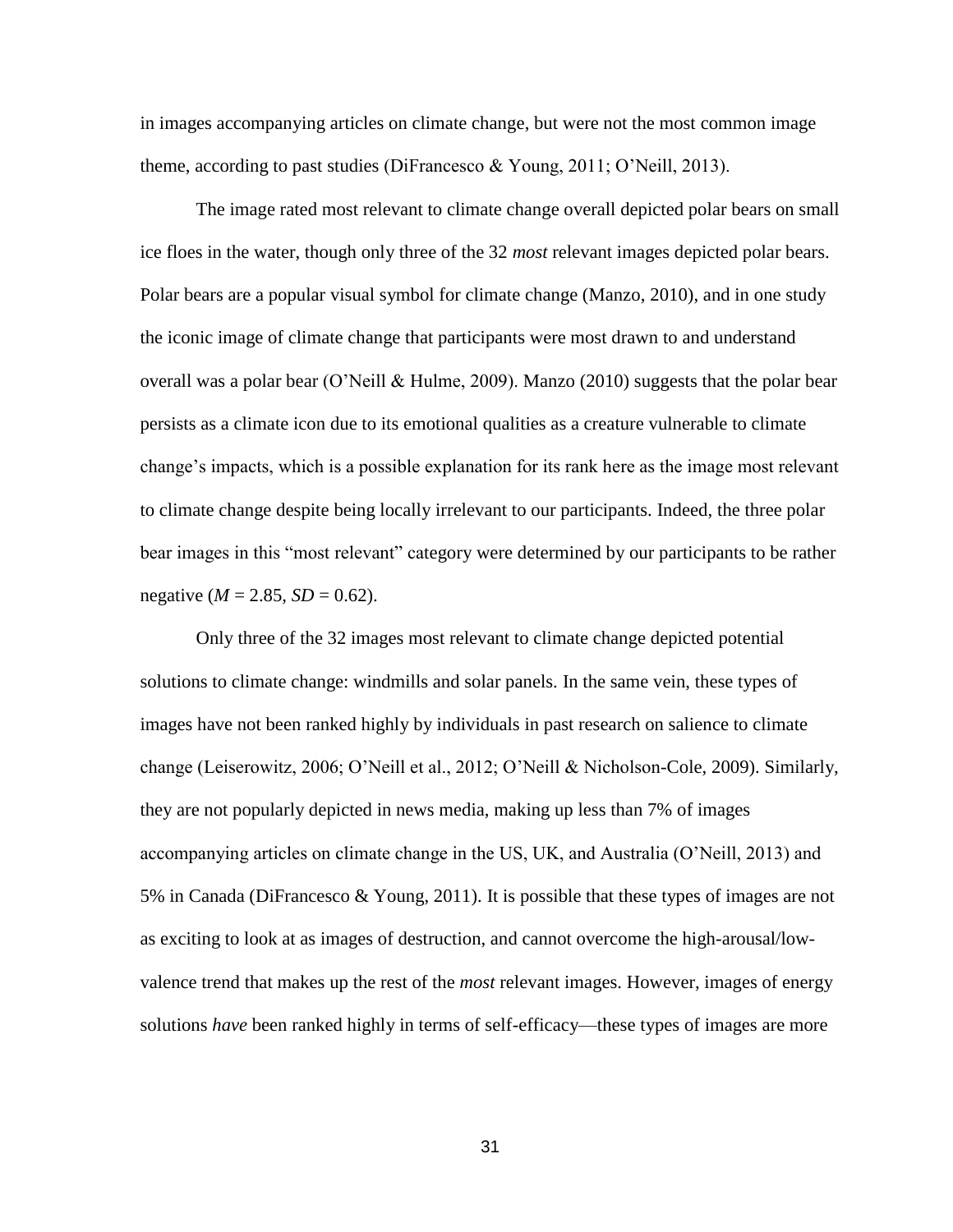in images accompanying articles on climate change, but were not the most common image theme, according to past studies (DiFrancesco & Young, 2011; O'Neill, 2013).

The image rated most relevant to climate change overall depicted polar bears on small ice floes in the water, though only three of the 32 *most* relevant images depicted polar bears. Polar bears are a popular visual symbol for climate change (Manzo, 2010), and in one study the iconic image of climate change that participants were most drawn to and understand overall was a polar bear (O'Neill & Hulme, 2009). Manzo (2010) suggests that the polar bear persists as a climate icon due to its emotional qualities as a creature vulnerable to climate change's impacts, which is a possible explanation for its rank here as the image most relevant to climate change despite being locally irrelevant to our participants. Indeed, the three polar bear images in this "most relevant" category were determined by our participants to be rather negative ($M$ = 2.85, $SD$ = 0.62).

Only three of the 32 images most relevant to climate change depicted potential solutions to climate change: windmills and solar panels. In the same vein, these types of images have not been ranked highly by individuals in past research on salience to climate change (Leiserowitz, 2006; O'Neill et al., 2012; O'Neill & Nicholson-Cole, 2009). Similarly, they are not popularly depicted in news media, making up less than 7% of images accompanying articles on climate change in the US, UK, and Australia (O'Neill, 2013) and 5% in Canada (DiFrancesco & Young, 2011). It is possible that these types of images are not as exciting to look at as images of destruction, and cannot overcome the high-arousal/low-valence trend that makes up the rest of the *most* relevant images. However, images of energy solutions *have* been ranked highly in terms of self-efficacy—these types of images are more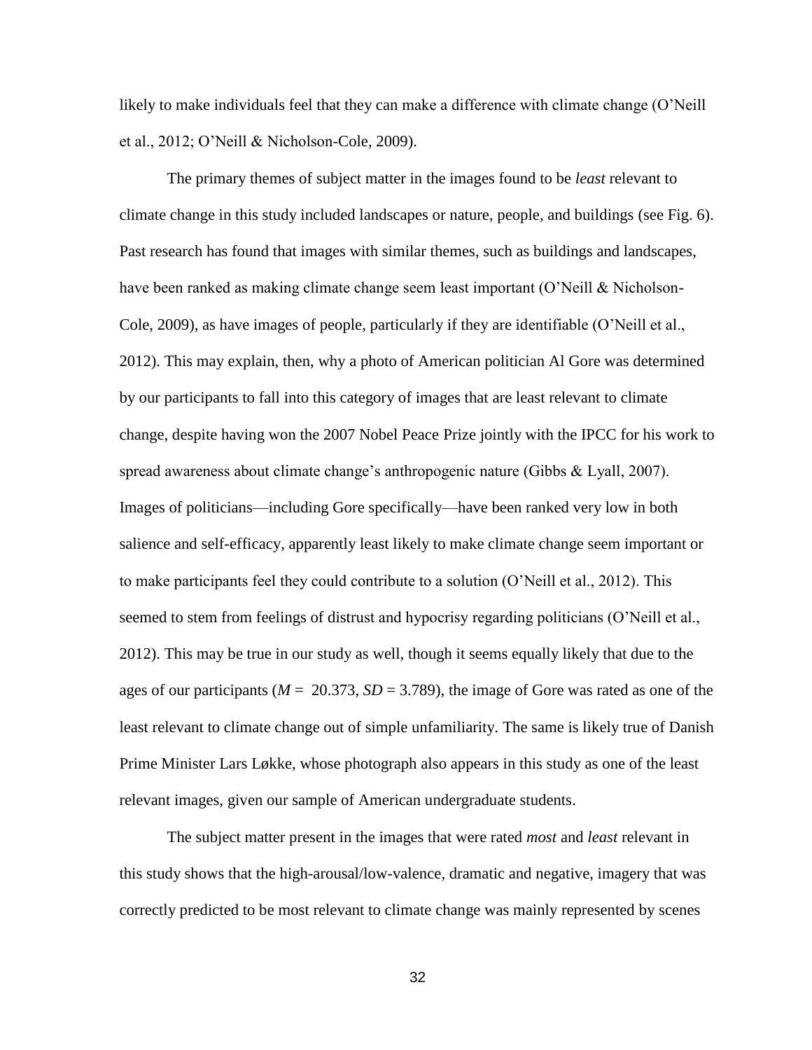likely to make individuals feel that they can make a difference with climate change (O'Neill et al., 2012; O'Neill & Nicholson-Cole, 2009).

The primary themes of subject matter in the images found to be *least* relevant to climate change in this study included landscapes or nature, people, and buildings (see Fig. 6). Past research has found that images with similar themes, such as buildings and landscapes, have been ranked as making climate change seem least important (O'Neill & Nicholson-Cole, 2009), as have images of people, particularly if they are identifiable (O'Neill et al., 2012). This may explain, then, why a photo of American politician Al Gore was determined by our participants to fall into this category of images that are least relevant to climate change, despite having won the 2007 Nobel Peace Prize jointly with the IPCC for his work to spread awareness about climate change's anthropogenic nature (Gibbs & Lyall, 2007). Images of politicians—including Gore specifically—have been ranked very low in both salience and self-efficacy, apparently least likely to make climate change seem important or to make participants feel they could contribute to a solution (O'Neill et al., 2012). This seemed to stem from feelings of distrust and hypocrisy regarding politicians (O'Neill et al., 2012). This may be true in our study as well, though it seems equally likely that due to the ages of our participants ($M$ = 20.373, $SD$ = 3.789), the image of Gore was rated as one of the least relevant to climate change out of simple unfamiliarity. The same is likely true of Danish Prime Minister Lars Løkke, whose photograph also appears in this study as one of the least relevant images, given our sample of American undergraduate students.

The subject matter present in the images that were rated *most* and *least* relevant in this study shows that the high-arousal/low-valence, dramatic and negative, imagery that was correctly predicted to be most relevant to climate change was mainly represented by scenes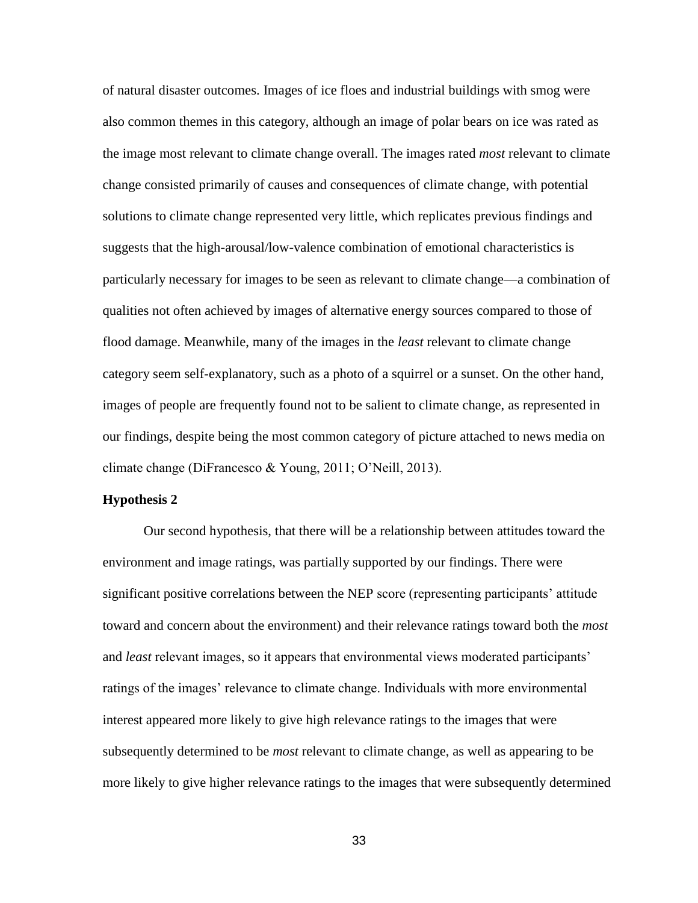of natural disaster outcomes. Images of ice floes and industrial buildings with smog were also common themes in this category, although an image of polar bears on ice was rated as the image most relevant to climate change overall. The images rated *most* relevant to climate change consisted primarily of causes and consequences of climate change, with potential solutions to climate change represented very little, which replicates previous findings and suggests that the high-arousal/low-valence combination of emotional characteristics is particularly necessary for images to be seen as relevant to climate change—a combination of qualities not often achieved by images of alternative energy sources compared to those of flood damage. Meanwhile, many of the images in the *least* relevant to climate change category seem self-explanatory, such as a photo of a squirrel or a sunset. On the other hand, images of people are frequently found not to be salient to climate change, as represented in our findings, despite being the most common category of picture attached to news media on climate change (DiFrancesco & Young, 2011; O'Neill, 2013).

**Hypothesis 2**

Our second hypothesis, that there will be a relationship between attitudes toward the environment and image ratings, was partially supported by our findings. There were significant positive correlations between the NEP score (representing participants' attitude toward and concern about the environment) and their relevance ratings toward both the *most* and *least* relevant images, so it appears that environmental views moderated participants' ratings of the images' relevance to climate change. Individuals with more environmental interest appeared more likely to give high relevance ratings to the images that were subsequently determined to be *most* relevant to climate change, as well as appearing to be more likely to give higher relevance ratings to the images that were subsequently determined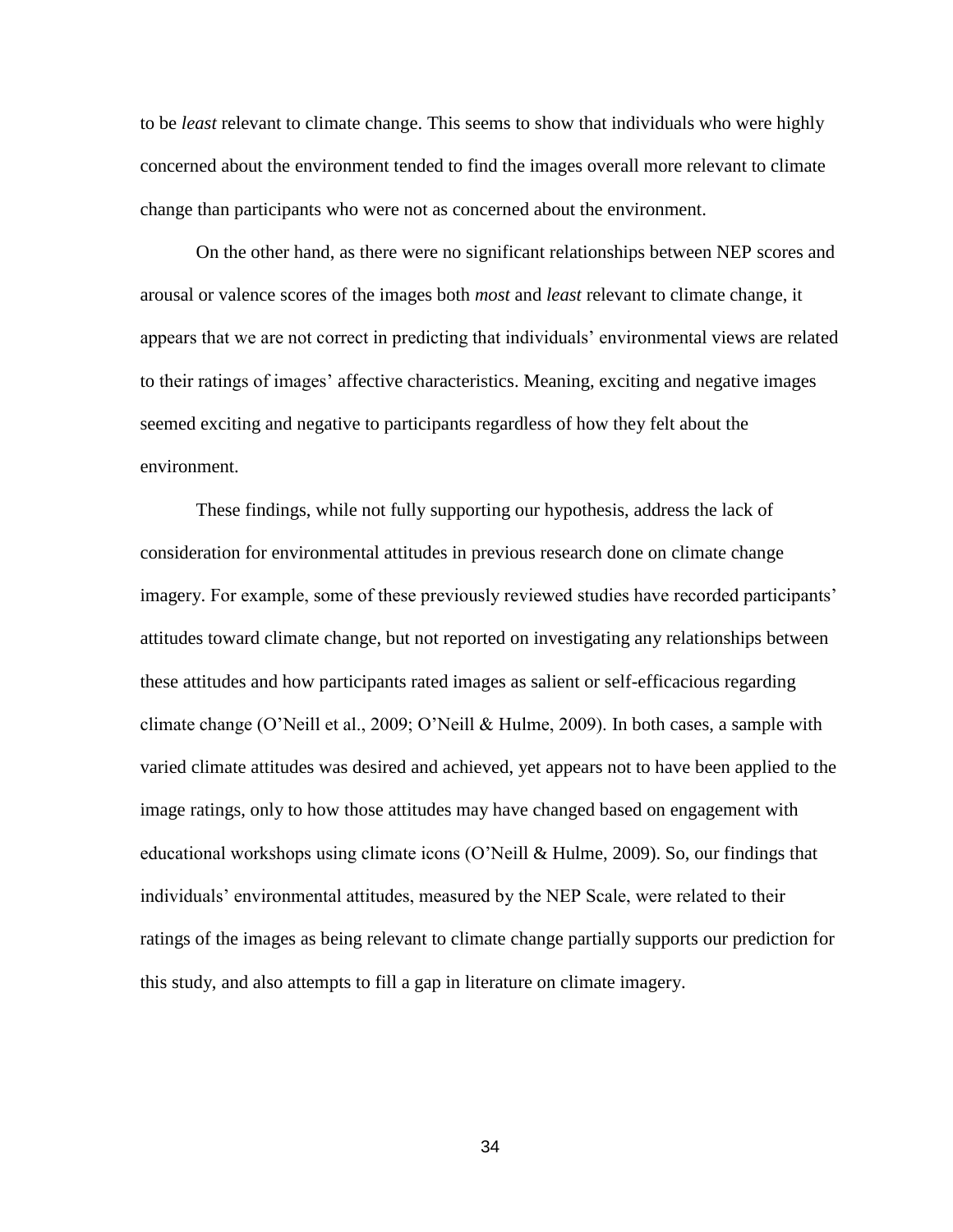to be *least* relevant to climate change. This seems to show that individuals who were highly concerned about the environment tended to find the images overall more relevant to climate change than participants who were not as concerned about the environment.

On the other hand, as there were no significant relationships between NEP scores and arousal or valence scores of the images both *most* and *least* relevant to climate change, it appears that we are not correct in predicting that individuals' environmental views are related to their ratings of images' affective characteristics. Meaning, exciting and negative images seemed exciting and negative to participants regardless of how they felt about the environment.

These findings, while not fully supporting our hypothesis, address the lack of consideration for environmental attitudes in previous research done on climate change imagery. For example, some of these previously reviewed studies have recorded participants' attitudes toward climate change, but not reported on investigating any relationships between these attitudes and how participants rated images as salient or self-efficacious regarding climate change (O'Neill et al., 2009; O'Neill & Hulme, 2009). In both cases, a sample with varied climate attitudes was desired and achieved, yet appears not to have been applied to the image ratings, only to how those attitudes may have changed based on engagement with educational workshops using climate icons (O'Neill & Hulme, 2009). So, our findings that individuals' environmental attitudes, measured by the NEP Scale, were related to their ratings of the images as being relevant to climate change partially supports our prediction for this study, and also attempts to fill a gap in literature on climate imagery.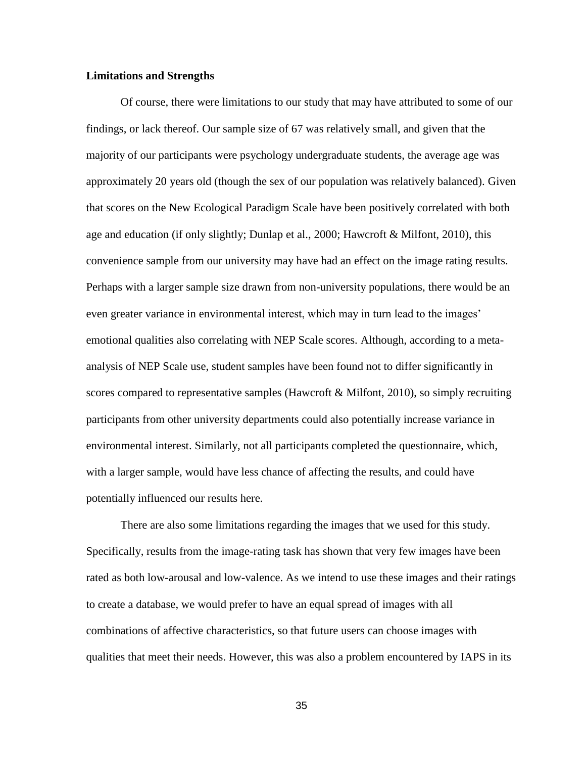**Limitations and Strengths**

Of course, there were limitations to our study that may have attributed to some of our findings, or lack thereof. Our sample size of 67 was relatively small, and given that the majority of our participants were psychology undergraduate students, the average age was approximately 20 years old (though the sex of our population was relatively balanced). Given that scores on the New Ecological Paradigm Scale have been positively correlated with both age and education (if only slightly; Dunlap et al., 2000; Hawcroft & Milfont, 2010), this convenience sample from our university may have had an effect on the image rating results. Perhaps with a larger sample size drawn from non-university populations, there would be an even greater variance in environmental interest, which may in turn lead to the images' emotional qualities also correlating with NEP Scale scores. Although, according to a meta-analysis of NEP Scale use, student samples have been found not to differ significantly in scores compared to representative samples (Hawcroft & Milfont, 2010), so simply recruiting participants from other university departments could also potentially increase variance in environmental interest. Similarly, not all participants completed the questionnaire, which, with a larger sample, would have less chance of affecting the results, and could have potentially influenced our results here.

There are also some limitations regarding the images that we used for this study. Specifically, results from the image-rating task has shown that very few images have been rated as both low-arousal and low-valence. As we intend to use these images and their ratings to create a database, we would prefer to have an equal spread of images with all combinations of affective characteristics, so that future users can choose images with qualities that meet their needs. However, this was also a problem encountered by IAPS in its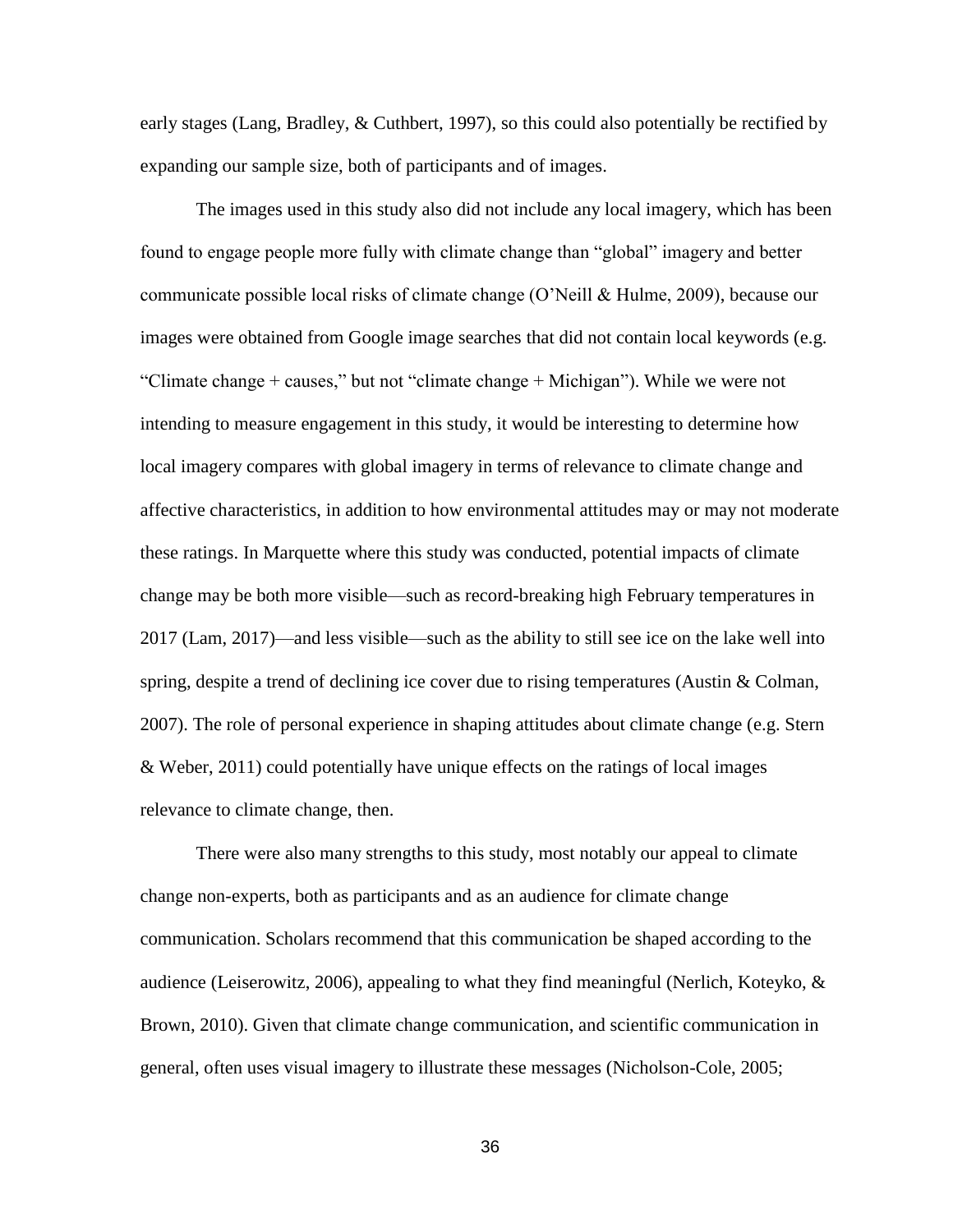early stages (Lang, Bradley, & Cuthbert, 1997), so this could also potentially be rectified by expanding our sample size, both of participants and of images.

The images used in this study also did not include any local imagery, which has been found to engage people more fully with climate change than "global" imagery and better communicate possible local risks of climate change (O'Neill & Hulme, 2009), because our images were obtained from Google image searches that did not contain local keywords (e.g. "Climate change + causes," but not "climate change + Michigan"). While we were not intending to measure engagement in this study, it would be interesting to determine how local imagery compares with global imagery in terms of relevance to climate change and affective characteristics, in addition to how environmental attitudes may or may not moderate these ratings. In Marquette where this study was conducted, potential impacts of climate change may be both more visible—such as record-breaking high February temperatures in 2017 (Lam, 2017)—and less visible—such as the ability to still see ice on the lake well into spring, despite a trend of declining ice cover due to rising temperatures (Austin & Colman, 2007). The role of personal experience in shaping attitudes about climate change (e.g. Stern & Weber, 2011) could potentially have unique effects on the ratings of local images relevance to climate change, then.

There were also many strengths to this study, most notably our appeal to climate change non-experts, both as participants and as an audience for climate change communication. Scholars recommend that this communication be shaped according to the audience (Leiserowitz, 2006), appealing to what they find meaningful (Nerlich, Koteyko, & Brown, 2010). Given that climate change communication, and scientific communication in general, often uses visual imagery to illustrate these messages (Nicholson-Cole, 2005;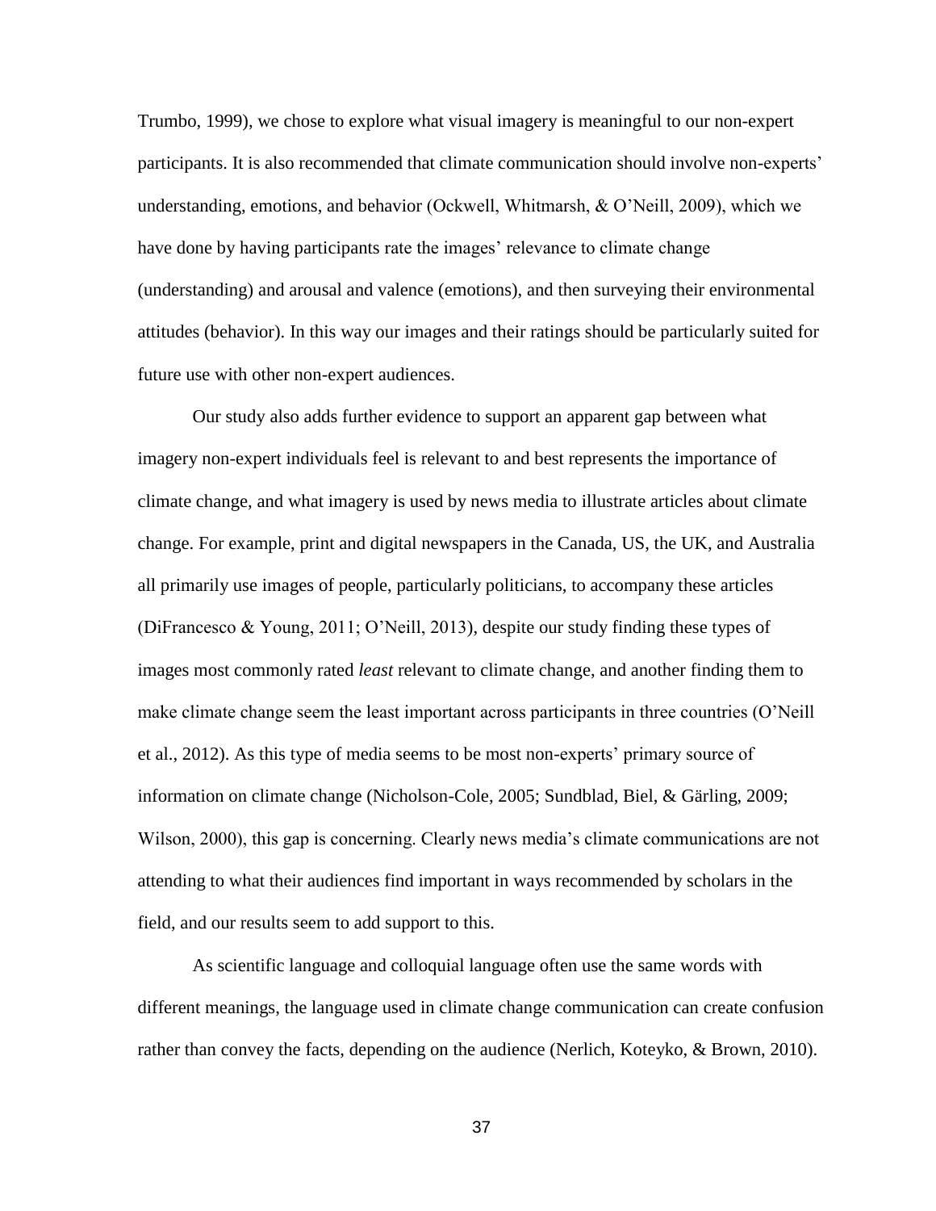Trumbo, 1999), we chose to explore what visual imagery is meaningful to our non-expert participants. It is also recommended that climate communication should involve non-experts' understanding, emotions, and behavior (Ockwell, Whitmarsh, & O'Neill, 2009), which we have done by having participants rate the images' relevance to climate change (understanding) and arousal and valence (emotions), and then surveying their environmental attitudes (behavior). In this way our images and their ratings should be particularly suited for future use with other non-expert audiences.

Our study also adds further evidence to support an apparent gap between what imagery non-expert individuals feel is relevant to and best represents the importance of climate change, and what imagery is used by news media to illustrate articles about climate change. For example, print and digital newspapers in the Canada, US, the UK, and Australia all primarily use images of people, particularly politicians, to accompany these articles (DiFrancesco & Young, 2011; O'Neill, 2013), despite our study finding these types of images most commonly rated *least* relevant to climate change, and another finding them to make climate change seem the least important across participants in three countries (O'Neill et al., 2012). As this type of media seems to be most non-experts' primary source of information on climate change (Nicholson-Cole, 2005; Sundblad, Biel, & Gärling, 2009; Wilson, 2000), this gap is concerning. Clearly news media's climate communications are not attending to what their audiences find important in ways recommended by scholars in the field, and our results seem to add support to this.

As scientific language and colloquial language often use the same words with different meanings, the language used in climate change communication can create confusion rather than convey the facts, depending on the audience (Nerlich, Koteyko, & Brown, 2010).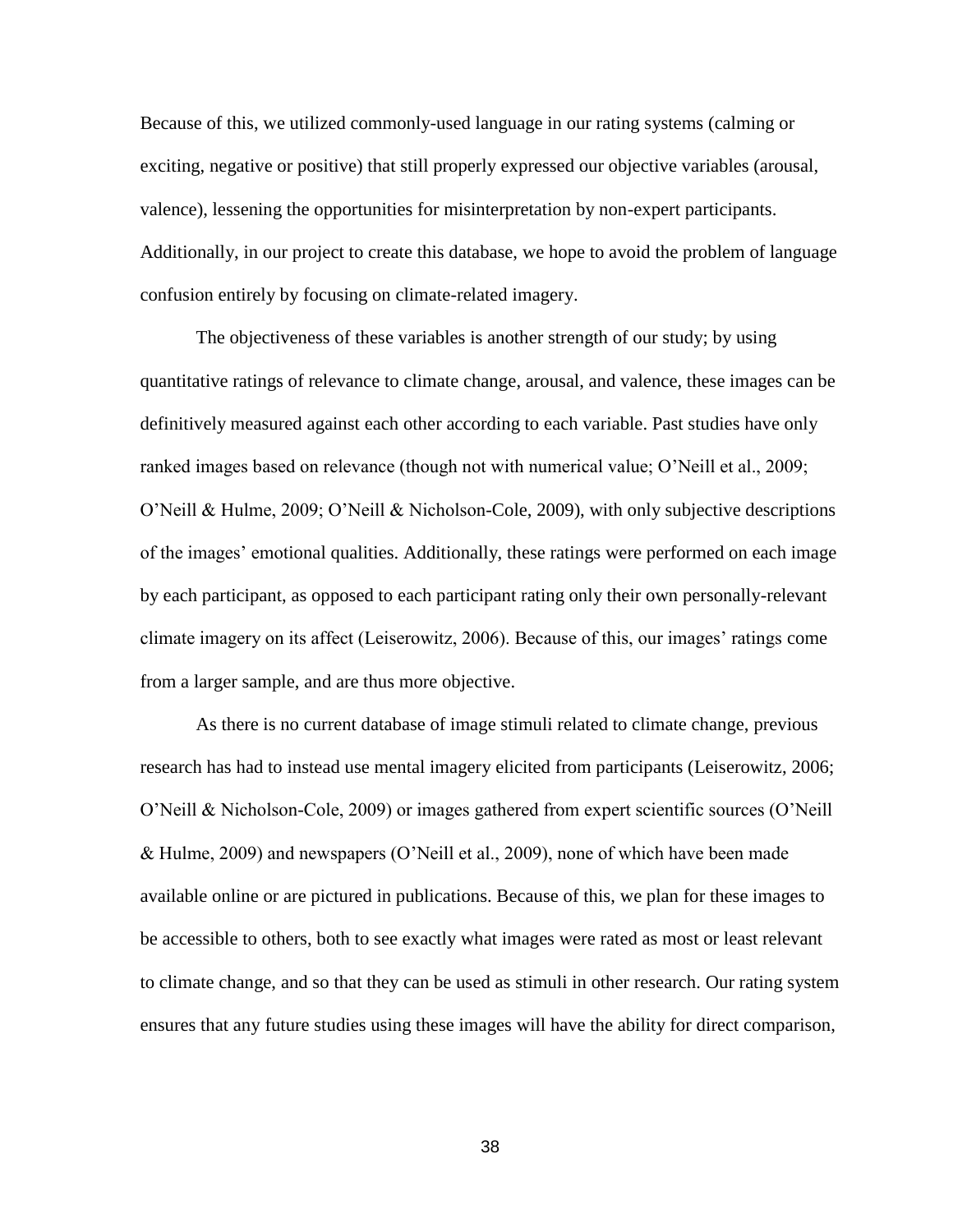Because of this, we utilized commonly-used language in our rating systems (calming or exciting, negative or positive) that still properly expressed our objective variables (arousal, valence), lessening the opportunities for misinterpretation by non-expert participants. Additionally, in our project to create this database, we hope to avoid the problem of language confusion entirely by focusing on climate-related imagery.

The objectiveness of these variables is another strength of our study; by using quantitative ratings of relevance to climate change, arousal, and valence, these images can be definitively measured against each other according to each variable. Past studies have only ranked images based on relevance (though not with numerical value; O'Neill et al., 2009; O'Neill & Hulme, 2009; O'Neill & Nicholson-Cole, 2009), with only subjective descriptions of the images' emotional qualities. Additionally, these ratings were performed on each image by each participant, as opposed to each participant rating only their own personally-relevant climate imagery on its affect (Leiserowitz, 2006). Because of this, our images' ratings come from a larger sample, and are thus more objective.

As there is no current database of image stimuli related to climate change, previous research has had to instead use mental imagery elicited from participants (Leiserowitz, 2006; O'Neill & Nicholson-Cole, 2009) or images gathered from expert scientific sources (O'Neill & Hulme, 2009) and newspapers (O'Neill et al., 2009), none of which have been made available online or are pictured in publications. Because of this, we plan for these images to be accessible to others, both to see exactly what images were rated as most or least relevant to climate change, and so that they can be used as stimuli in other research. Our rating system ensures that any future studies using these images will have the ability for direct comparison,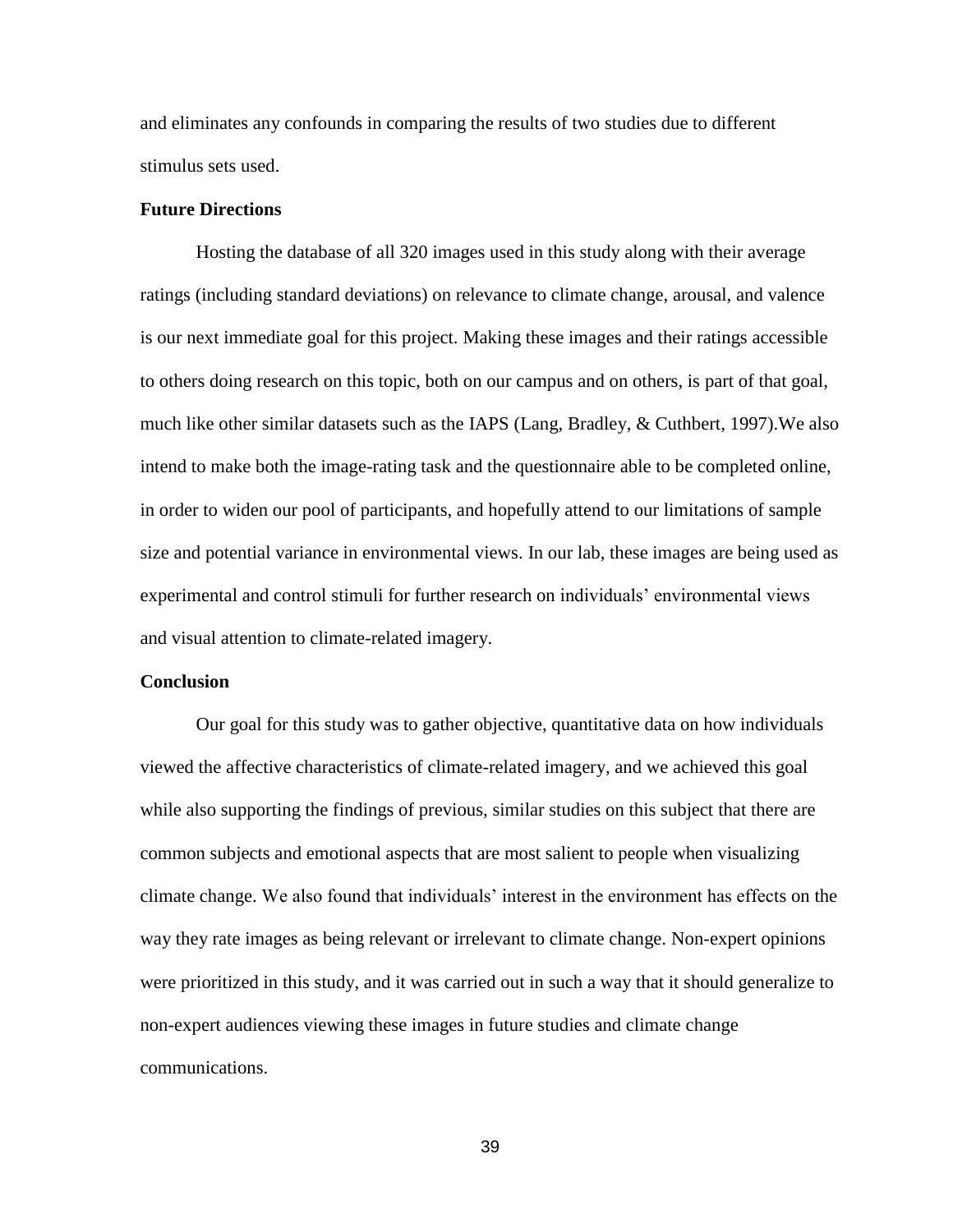and eliminates any confounds in comparing the results of two studies due to different stimulus sets used.

### Future Directions

Hosting the database of all 320 images used in this study along with their average ratings (including standard deviations) on relevance to climate change, arousal, and valence is our next immediate goal for this project. Making these images and their ratings accessible to others doing research on this topic, both on our campus and on others, is part of that goal, much like other similar datasets such as the IAPS (Lang, Bradley, & Cuthbert, 1997).We also intend to make both the image-rating task and the questionnaire able to be completed online, in order to widen our pool of participants, and hopefully attend to our limitations of sample size and potential variance in environmental views. In our lab, these images are being used as experimental and control stimuli for further research on individuals' environmental views and visual attention to climate-related imagery.

### Conclusion

Our goal for this study was to gather objective, quantitative data on how individuals viewed the affective characteristics of climate-related imagery, and we achieved this goal while also supporting the findings of previous, similar studies on this subject that there are common subjects and emotional aspects that are most salient to people when visualizing climate change. We also found that individuals' interest in the environment has effects on the way they rate images as being relevant or irrelevant to climate change. Non-expert opinions were prioritized in this study, and it was carried out in such a way that it should generalize to non-expert audiences viewing these images in future studies and climate change communications.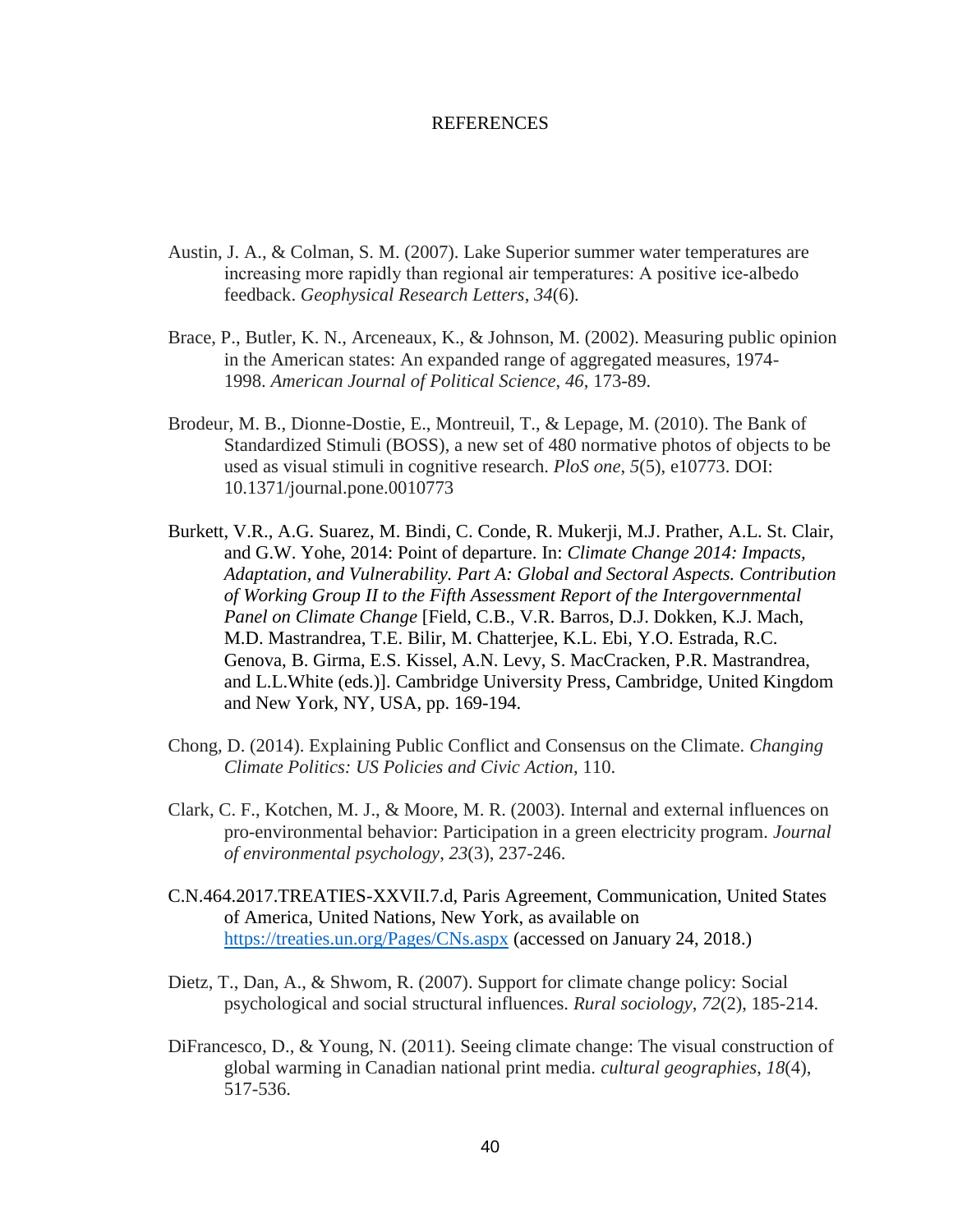# REFERENCES

Austin, J. A., & Colman, S. M. (2007). Lake Superior summer water temperatures are increasing more rapidly than regional air temperatures: A positive ice-albedo feedback. *Geophysical Research Letters*, *34*(6).

Brace, P., Butler, K. N., Arceneaux, K., & Johnson, M. (2002). Measuring public opinion in the American states: An expanded range of aggregated measures, 1974-1998. *American Journal of Political Science*, *46*, 173-89.

Brodeur, M. B., Dionne-Dostie, E., Montreuil, T., & Lepage, M. (2010). The Bank of Standardized Stimuli (BOSS), a new set of 480 normative photos of objects to be used as visual stimuli in cognitive research. *PloS one*, *5*(5), e10773. DOI: 10.1371/journal.pone.0010773

Burkett, V.R., A.G. Suarez, M. Bindi, C. Conde, R. Mukerji, M.J. Prather, A.L. St. Clair, and G.W. Yohe, 2014: Point of departure. In: *Climate Change 2014: Impacts, Adaptation, and Vulnerability. Part A: Global and Sectoral Aspects. Contribution of Working Group II to the Fifth Assessment Report of the Intergovernmental Panel on Climate Change* [Field, C.B., V.R. Barros, D.J. Dokken, K.J. Mach, M.D. Mastrandrea, T.E. Bilir, M. Chatterjee, K.L. Ebi, Y.O. Estrada, R.C. Genova, B. Girma, E.S. Kissel, A.N. Levy, S. MacCracken, P.R. Mastrandrea, and L.L.White (eds.)]. Cambridge University Press, Cambridge, United Kingdom and New York, NY, USA, pp. 169-194.

Chong, D. (2014). Explaining Public Conflict and Consensus on the Climate. *Changing Climate Politics: US Policies and Civic Action*, 110.

Clark, C. F., Kotchen, M. J., & Moore, M. R. (2003). Internal and external influences on pro-environmental behavior: Participation in a green electricity program. *Journal of environmental psychology*, *23*(3), 237-246.

C.N.464.2017.TREATIES-XXVII.7.d, Paris Agreement, Communication, United States of America, United Nations, New York, as available on https://treaties.un.org/Pages/CNs.aspx (accessed on January 24, 2018.)

Dietz, T., Dan, A., & Shwom, R. (2007). Support for climate change policy: Social psychological and social structural influences. *Rural sociology*, *72*(2), 185-214.

DiFrancesco, D., & Young, N. (2011). Seeing climate change: The visual construction of global warming in Canadian national print media. *cultural geographies*, *18*(4), 517-536.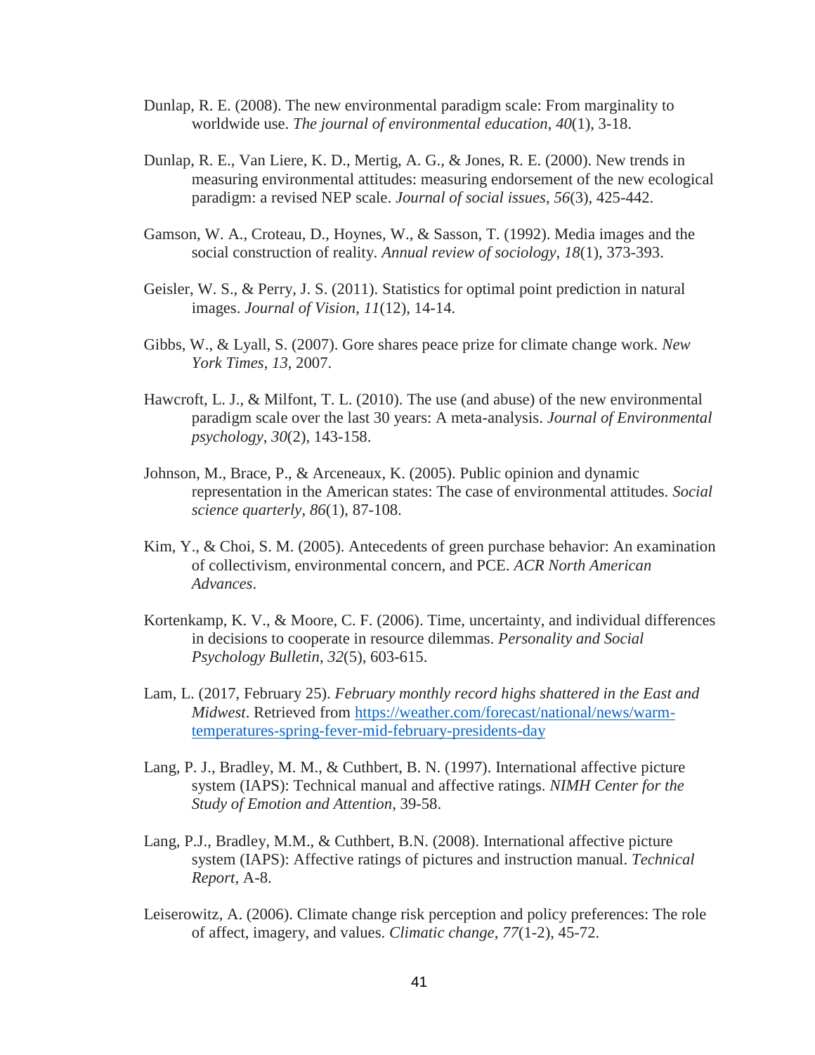Dunlap, R. E. (2008). The new environmental paradigm scale: From marginality to worldwide use. *The journal of environmental education*, *40*(1), 3-18.

Dunlap, R. E., Van Liere, K. D., Mertig, A. G., & Jones, R. E. (2000). New trends in measuring environmental attitudes: measuring endorsement of the new ecological paradigm: a revised NEP scale. *Journal of social issues*, *56*(3), 425-442.

Gamson, W. A., Croteau, D., Hoynes, W., & Sasson, T. (1992). Media images and the social construction of reality. *Annual review of sociology*, *18*(1), 373-393.

Geisler, W. S., & Perry, J. S. (2011). Statistics for optimal point prediction in natural images. *Journal of Vision*, *11*(12), 14-14.

Gibbs, W., & Lyall, S. (2007). Gore shares peace prize for climate change work. *New York Times*, *13*, 2007.

Hawcroft, L. J., & Milfont, T. L. (2010). The use (and abuse) of the new environmental paradigm scale over the last 30 years: A meta-analysis. *Journal of Environmental psychology*, *30*(2), 143-158.

Johnson, M., Brace, P., & Arceneaux, K. (2005). Public opinion and dynamic representation in the American states: The case of environmental attitudes. *Social science quarterly*, *86*(1), 87-108.

Kim, Y., & Choi, S. M. (2005). Antecedents of green purchase behavior: An examination of collectivism, environmental concern, and PCE. *ACR North American Advances*.

Kortenkamp, K. V., & Moore, C. F. (2006). Time, uncertainty, and individual differences in decisions to cooperate in resource dilemmas. *Personality and Social Psychology Bulletin*, *32*(5), 603-615.

Lam, L. (2017, February 25). *February monthly record highs shattered in the East and Midwest*. Retrieved from [https://weather.com/forecast/national/news/warm-temperatures-spring-fever-mid-february-presidents-day](https://weather.com/forecast/national/news/warm-temperatures-spring-fever-mid-february-presidents-day)

Lang, P. J., Bradley, M. M., & Cuthbert, B. N. (1997). International affective picture system (IAPS): Technical manual and affective ratings. *NIMH Center for the Study of Emotion and Attention*, 39-58.

Lang, P.J., Bradley, M.M., & Cuthbert, B.N. (2008). International affective picture system (IAPS): Affective ratings of pictures and instruction manual. *Technical Report*, A-8.

Leiserowitz, A. (2006). Climate change risk perception and policy preferences: The role of affect, imagery, and values. *Climatic change*, *77*(1-2), 45-72.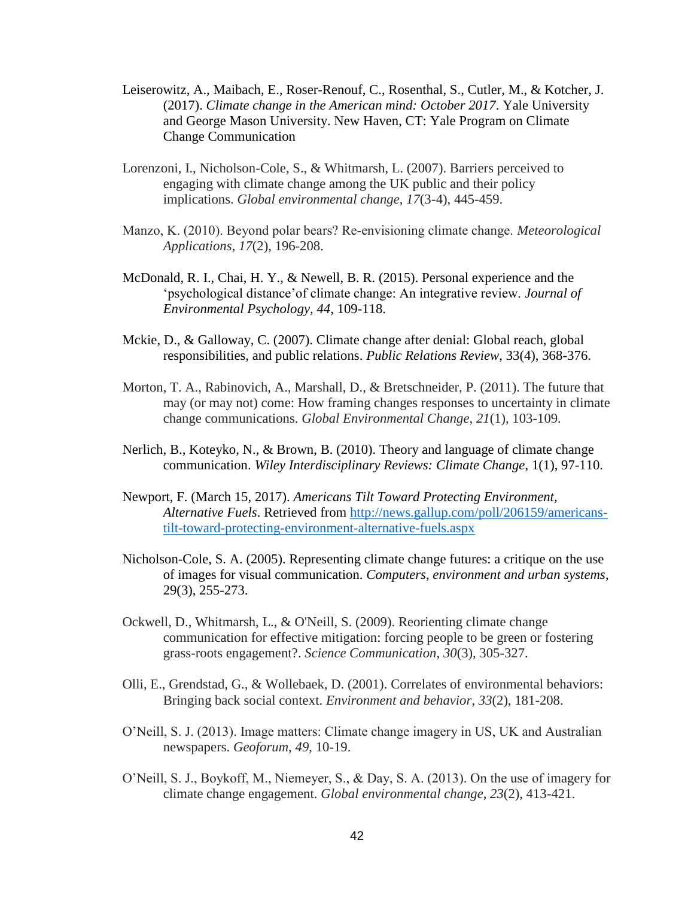Leiserowitz, A., Maibach, E., Roser-Renouf, C., Rosenthal, S., Cutler, M., & Kotcher, J. (2017). *Climate change in the American mind: October 2017*. Yale University and George Mason University. New Haven, CT: Yale Program on Climate Change Communication

Lorenzoni, I., Nicholson-Cole, S., & Whitmarsh, L. (2007). Barriers perceived to engaging with climate change among the UK public and their policy implications. *Global environmental change*, *17*(3-4), 445-459.

Manzo, K. (2010). Beyond polar bears? Re-envisioning climate change. *Meteorological Applications*, *17*(2), 196-208.

McDonald, R. I., Chai, H. Y., & Newell, B. R. (2015). Personal experience and the 'psychological distance'of climate change: An integrative review. *Journal of Environmental Psychology, 44*, 109-118.

Mckie, D., & Galloway, C. (2007). Climate change after denial: Global reach, global responsibilities, and public relations. *Public Relations Review*, 33(4), 368-376.

Morton, T. A., Rabinovich, A., Marshall, D., & Bretschneider, P. (2011). The future that may (or may not) come: How framing changes responses to uncertainty in climate change communications. *Global Environmental Change*, *21*(1), 103-109.

Nerlich, B., Koteyko, N., & Brown, B. (2010). Theory and language of climate change communication. *Wiley Interdisciplinary Reviews: Climate Change*, 1(1), 97-110.

Newport, F. (March 15, 2017). *Americans Tilt Toward Protecting Environment, Alternative Fuels*. Retrieved from http://news.gallup.com/poll/206159/americans-tilt-toward-protecting-environment-alternative-fuels.aspx

Nicholson-Cole, S. A. (2005). Representing climate change futures: a critique on the use of images for visual communication. *Computers, environment and urban systems*, 29(3), 255-273.

Ockwell, D., Whitmarsh, L., & O'Neill, S. (2009). Reorienting climate change communication for effective mitigation: forcing people to be green or fostering grass-roots engagement?. *Science Communication*, *30*(3), 305-327.

Olli, E., Grendstad, G., & Wollebaek, D. (2001). Correlates of environmental behaviors: Bringing back social context. *Environment and behavior*, *33*(2), 181-208.

O'Neill, S. J. (2013). Image matters: Climate change imagery in US, UK and Australian newspapers. *Geoforum*, *49*, 10-19.

O'Neill, S. J., Boykoff, M., Niemeyer, S., & Day, S. A. (2013). On the use of imagery for climate change engagement. *Global environmental change*, *23*(2), 413-421.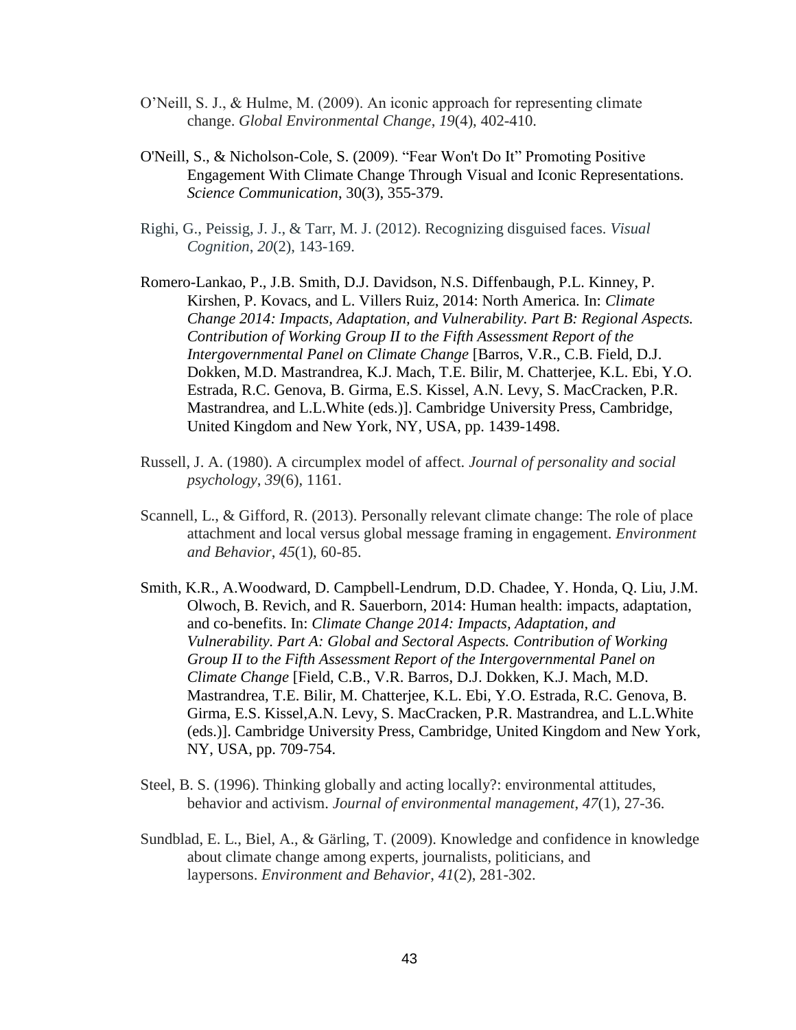O'Neill, S. J., & Hulme, M. (2009). An iconic approach for representing climate change. *Global Environmental Change*, *19*(4), 402-410.

O'Neill, S., & Nicholson-Cole, S. (2009). "Fear Won't Do It" Promoting Positive Engagement With Climate Change Through Visual and Iconic Representations. *Science Communication*, 30(3), 355-379.

Righi, G., Peissig, J. J., & Tarr, M. J. (2012). Recognizing disguised faces. *Visual Cognition*, *20*(2), 143-169.

Romero-Lankao, P., J.B. Smith, D.J. Davidson, N.S. Diffenbaugh, P.L. Kinney, P. Kirshen, P. Kovacs, and L. Villers Ruiz, 2014: North America. In: *Climate Change 2014: Impacts, Adaptation, and Vulnerability. Part B: Regional Aspects. Contribution of Working Group II to the Fifth Assessment Report of the Intergovernmental Panel on Climate Change* [Barros, V.R., C.B. Field, D.J. Dokken, M.D. Mastrandrea, K.J. Mach, T.E. Bilir, M. Chatterjee, K.L. Ebi, Y.O. Estrada, R.C. Genova, B. Girma, E.S. Kissel, A.N. Levy, S. MacCracken, P.R. Mastrandrea, and L.L.White (eds.)]. Cambridge University Press, Cambridge, United Kingdom and New York, NY, USA, pp. 1439-1498.

Russell, J. A. (1980). A circumplex model of affect. *Journal of personality and social psychology*, *39*(6), 1161.

Scannell, L., & Gifford, R. (2013). Personally relevant climate change: The role of place attachment and local versus global message framing in engagement. *Environment and Behavior*, *45*(1), 60-85.

Smith, K.R., A.Woodward, D. Campbell-Lendrum, D.D. Chadee, Y. Honda, Q. Liu, J.M. Olwoch, B. Revich, and R. Sauerborn, 2014: Human health: impacts, adaptation, and co-benefits. In: *Climate Change 2014: Impacts, Adaptation, and Vulnerability. Part A: Global and Sectoral Aspects. Contribution of Working Group II to the Fifth Assessment Report of the Intergovernmental Panel on Climate Change* [Field, C.B., V.R. Barros, D.J. Dokken, K.J. Mach, M.D. Mastrandrea, T.E. Bilir, M. Chatterjee, K.L. Ebi, Y.O. Estrada, R.C. Genova, B. Girma, E.S. Kissel,A.N. Levy, S. MacCracken, P.R. Mastrandrea, and L.L.White (eds.)]. Cambridge University Press, Cambridge, United Kingdom and New York, NY, USA, pp. 709-754.

Steel, B. S. (1996). Thinking globally and acting locally?: environmental attitudes, behavior and activism. *Journal of environmental management*, *47*(1), 27-36.

Sundblad, E. L., Biel, A., & Gärling, T. (2009). Knowledge and confidence in knowledge about climate change among experts, journalists, politicians, and laypersons. *Environment and Behavior*, *41*(2), 281-302.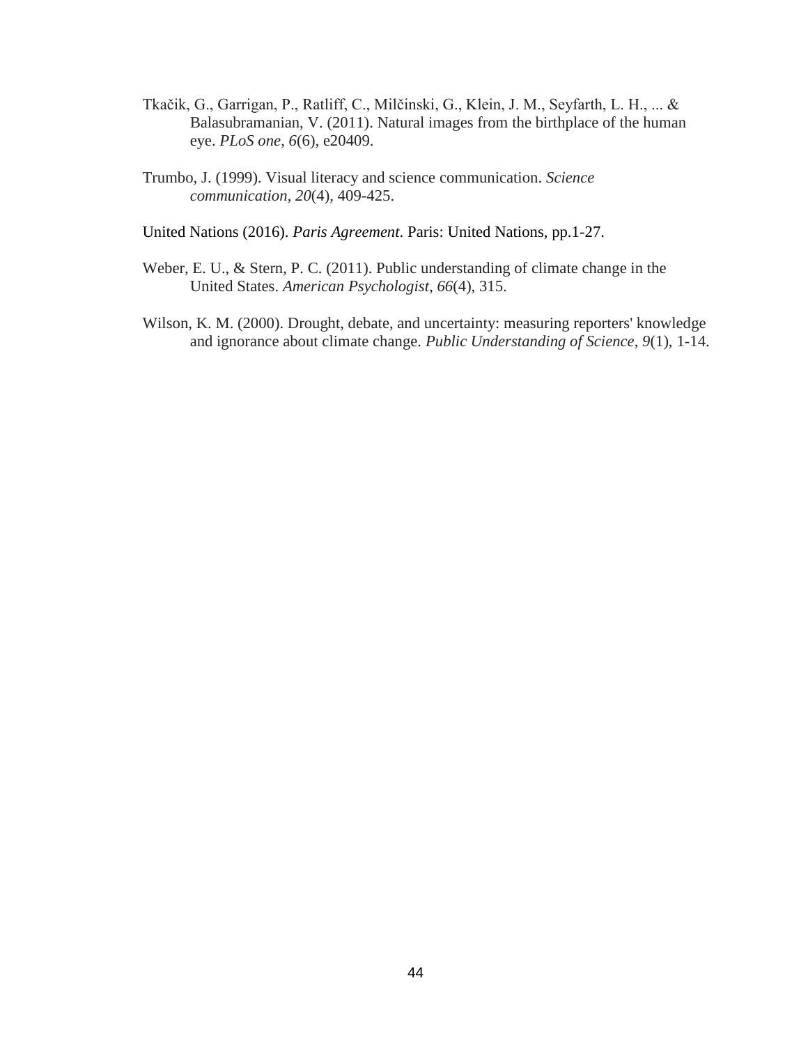Tkačik, G., Garrigan, P., Ratliff, C., Milčinski, G., Klein, J. M., Seyfarth, L. H., ... & Balasubramanian, V. (2011). Natural images from the birthplace of the human eye. *PLoS one*, *6*(6), e20409.

Trumbo, J. (1999). Visual literacy and science communication. *Science communication*, *20*(4), 409-425.

United Nations (2016). *Paris Agreement*. Paris: United Nations, pp.1-27.

Weber, E. U., & Stern, P. C. (2011). Public understanding of climate change in the United States. *American Psychologist*, *66*(4), 315.

Wilson, K. M. (2000). Drought, debate, and uncertainty: measuring reporters' knowledge and ignorance about climate change. *Public Understanding of Science*, *9*(1), 1-14.